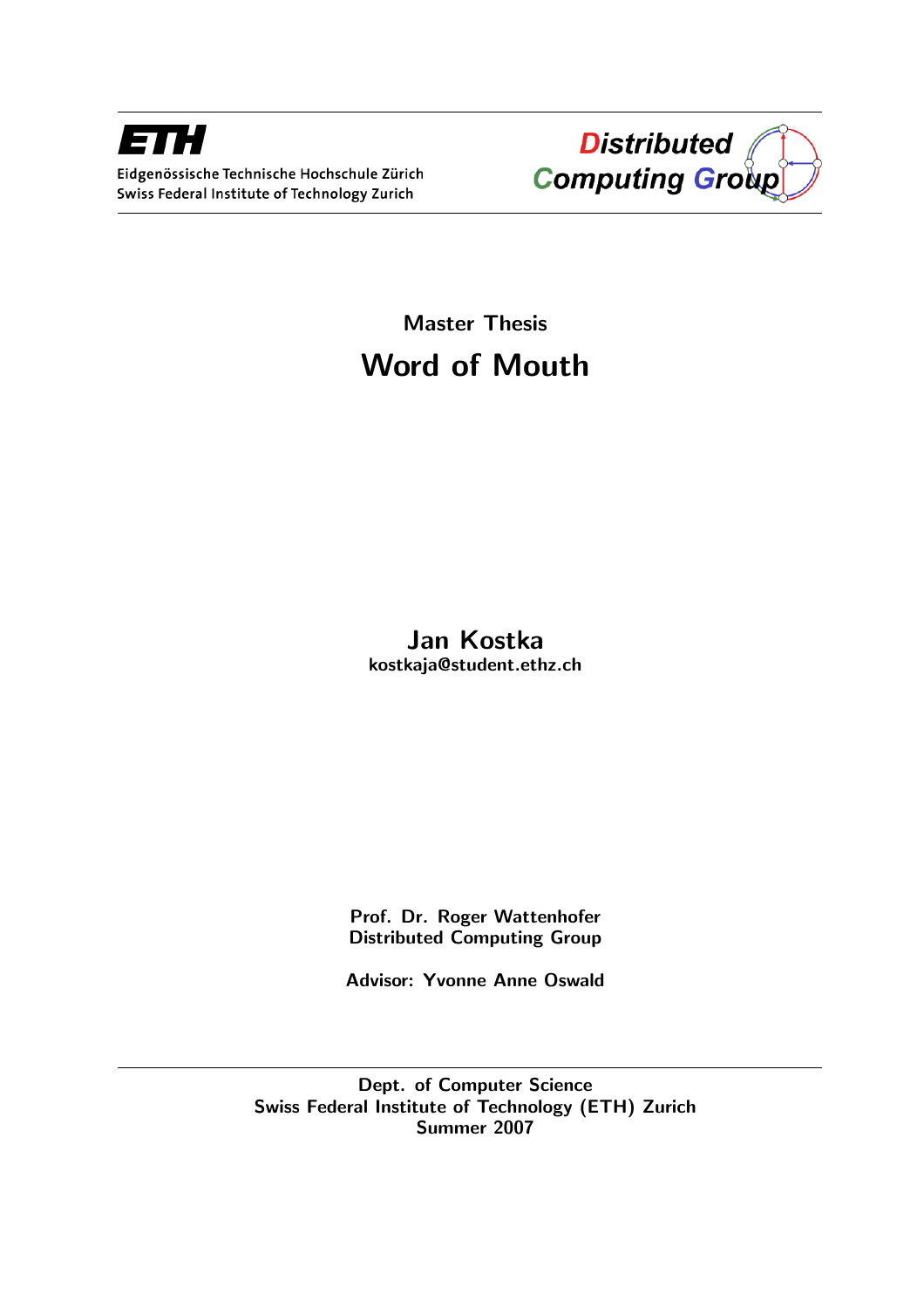ETH

Eidgenössische Technische Hochschule Zürich
Swiss Federal Institute of Technology Zurich

Distributed Computing Group

Master Thesis

# Word of Mouth

**Jan Kostka**
kostkaja@student.ethz.ch

Prof. Dr. Roger Wattenhofer
Distributed Computing Group

Advisor: Yvonne Anne Oswald

Dept. of Computer Science
Swiss Federal Institute of Technology (ETH) Zurich
Summer 2007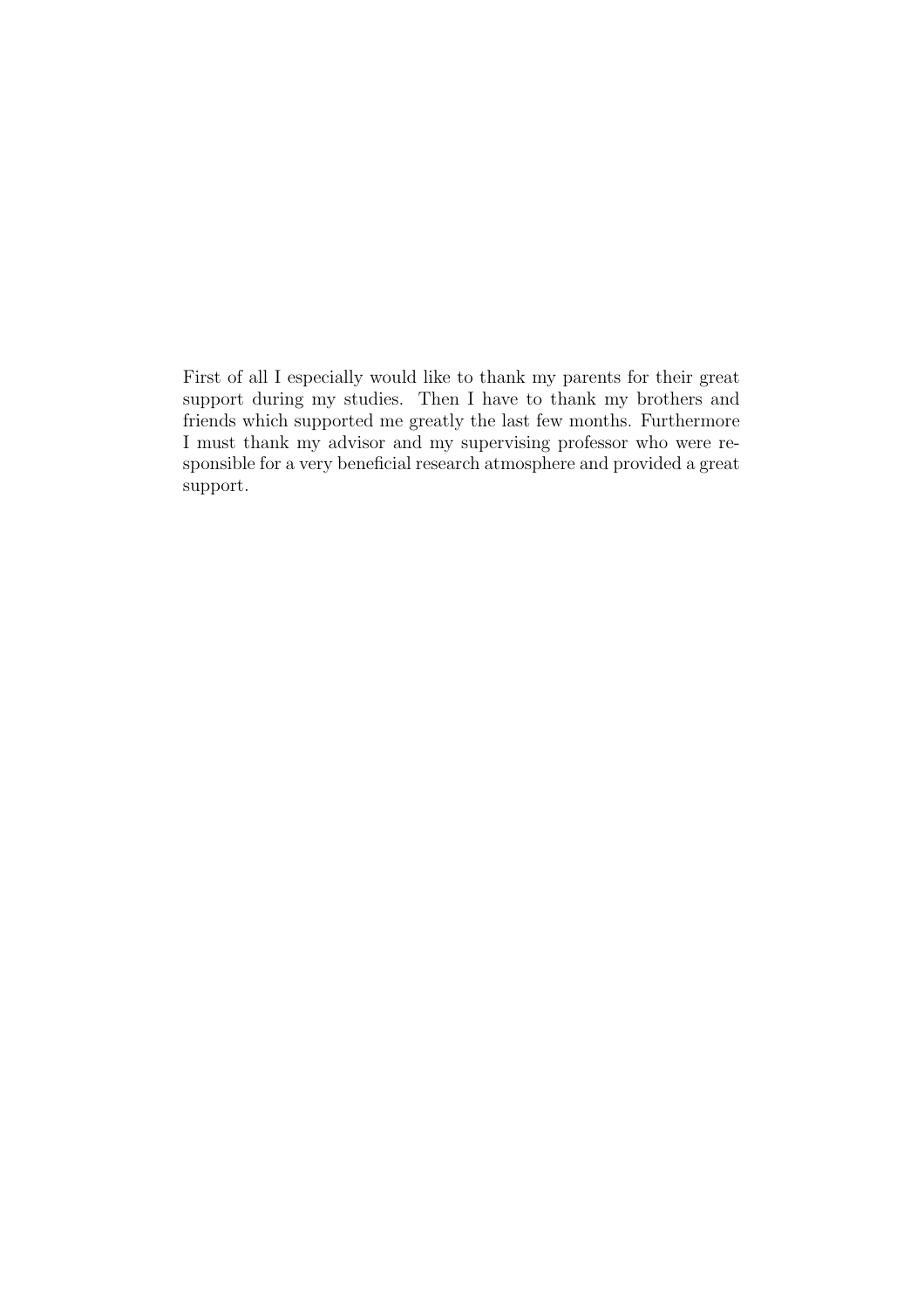First of all I especially would like to thank my parents for their great support during my studies. Then I have to thank my brothers and friends which supported me greatly the last few months. Furthermore I must thank my advisor and my supervising professor who were responsible for a very beneficial research atmosphere and provided a great support.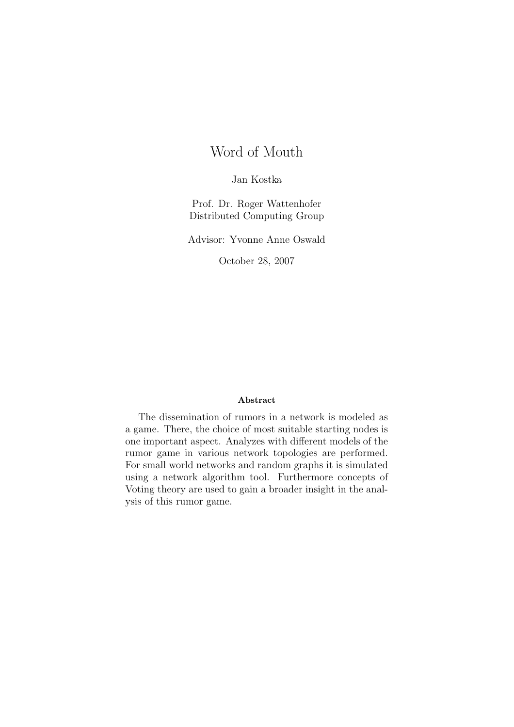# Word of Mouth

Jan Kostka

Prof. Dr. Roger Wattenhofer
Distributed Computing Group

Advisor: Yvonne Anne Oswald

October 28, 2007

**Abstract**

The dissemination of rumors in a network is modeled as a game. There, the choice of most suitable starting nodes is one important aspect. Analyzes with different models of the rumor game in various network topologies are performed. For small world networks and random graphs it is simulated using a network algorithm tool. Furthermore concepts of Voting theory are used to gain a broader insight in the analysis of this rumor game.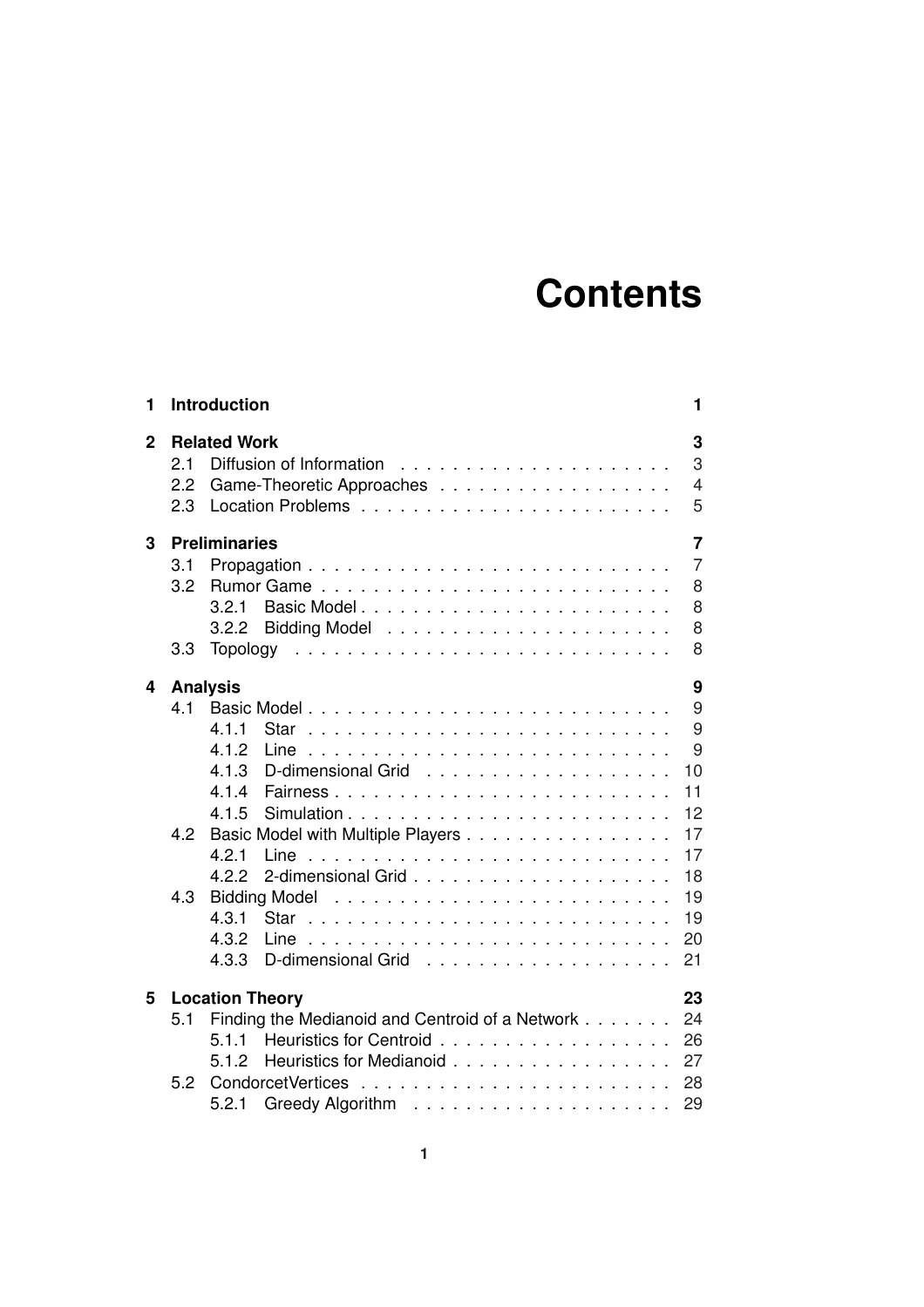# Contents

| | | |
|---|---|---|
| **1** | **Introduction** | **1** |
| **2** | **Related Work** | **3** |
| 2.1 | Diffusion of Information | 3 |
| 2.2 | Game-Theoretic Approaches | 4 |
| 2.3 | Location Problems | 5 |
| **3** | **Preliminaries** | **7** |
| 3.1 | Propagation | 7 |
| 3.2 | Rumor Game | 8 |
| 3.2.1 | Basic Model | 8 |
| 3.2.2 | Bidding Model | 8 |
| 3.3 | Topology | 8 |
| **4** | **Analysis** | **9** |
| 4.1 | Basic Model | 9 |
| 4.1.1 | Star | 9 |
| 4.1.2 | Line | 9 |
| 4.1.3 | D-dimensional Grid | 10 |
| 4.1.4 | Fairness | 11 |
| 4.1.5 | Simulation | 12 |
| 4.2 | Basic Model with Multiple Players | 17 |
| 4.2.1 | Line | 17 |
| 4.2.2 | 2-dimensional Grid | 18 |
| 4.3 | Bidding Model | 19 |
| 4.3.1 | Star | 19 |
| 4.3.2 | Line | 20 |
| 4.3.3 | D-dimensional Grid | 21 |
| **5** | **Location Theory** | **23** |
| 5.1 | Finding the Medianoid and Centroid of a Network | 24 |
| 5.1.1 | Heuristics for Centroid | 26 |
| 5.1.2 | Heuristics for Medianoid | 27 |
| 5.2 | CondorcetVertices | 28 |
| 5.2.1 | Greedy Algorithm | 29 |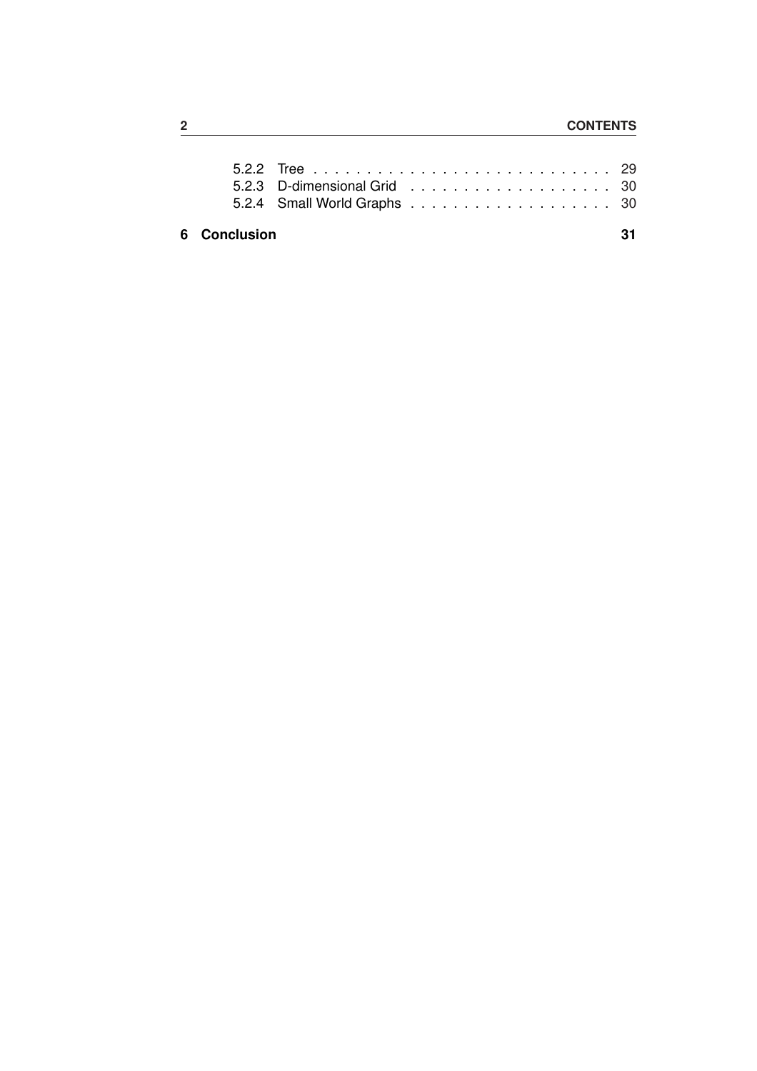5.2.2 Tree . . . . . . . . . . . . . . . . . . . . . . . . . . . . 29
5.2.3 D-dimensional Grid . . . . . . . . . . . . . . . . . . . 30
5.2.4 Small World Graphs . . . . . . . . . . . . . . . . . . . 30

**6 Conclusion** **31**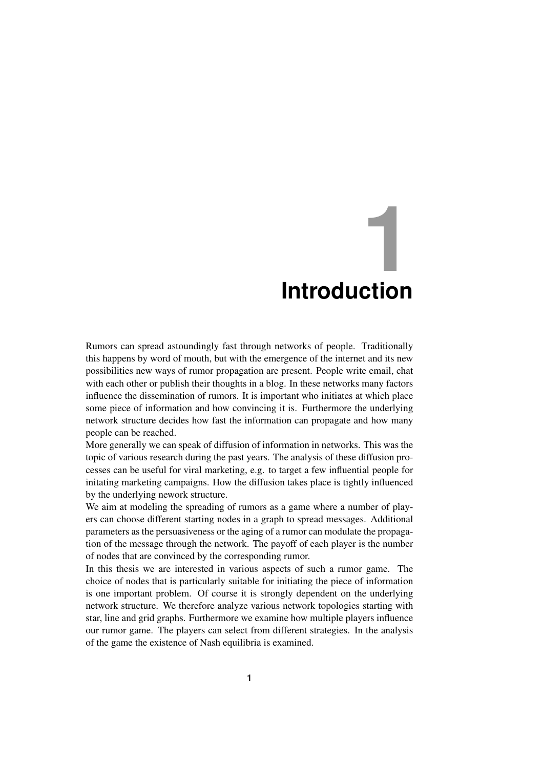# 1 Introduction

Rumors can spread astoundingly fast through networks of people. Traditionally this happens by word of mouth, but with the emergence of the internet and its new possibilities new ways of rumor propagation are present. People write email, chat with each other or publish their thoughts in a blog. In these networks many factors influence the dissemination of rumors. It is important who initiates at which place some piece of information and how convincing it is. Furthermore the underlying network structure decides how fast the information can propagate and how many people can be reached.

More generally we can speak of diffusion of information in networks. This was the topic of various research during the past years. The analysis of these diffusion processes can be useful for viral marketing, e.g. to target a few influential people for initating marketing campaigns. How the diffusion takes place is tightly influenced by the underlying nework structure.

We aim at modeling the spreading of rumors as a game where a number of players can choose different starting nodes in a graph to spread messages. Additional parameters as the persuasiveness or the aging of a rumor can modulate the propagation of the message through the network. The payoff of each player is the number of nodes that are convinced by the corresponding rumor.

In this thesis we are interested in various aspects of such a rumor game. The choice of nodes that is particularly suitable for initiating the piece of information is one important problem. Of course it is strongly dependent on the underlying network structure. We therefore analyze various network topologies starting with star, line and grid graphs. Furthermore we examine how multiple players influence our rumor game. The players can select from different strategies. In the analysis of the game the existence of Nash equilibria is examined.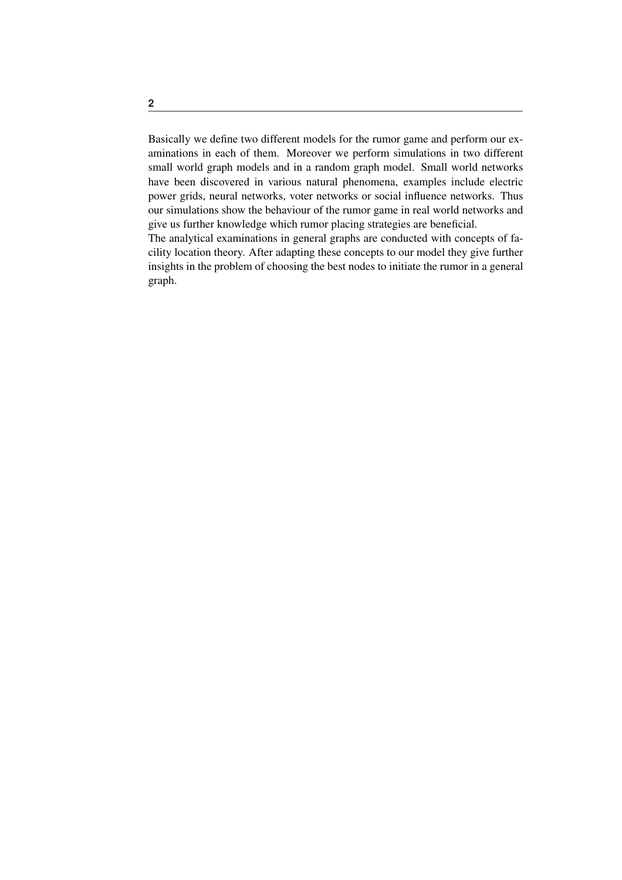Basically we define two different models for the rumor game and perform our examinations in each of them. Moreover we perform simulations in two different small world graph models and in a random graph model. Small world networks have been discovered in various natural phenomena, examples include electric power grids, neural networks, voter networks or social influence networks. Thus our simulations show the behaviour of the rumor game in real world networks and give us further knowledge which rumor placing strategies are beneficial.
The analytical examinations in general graphs are conducted with concepts of facility location theory. After adapting these concepts to our model they give further insights in the problem of choosing the best nodes to initiate the rumor in a general graph.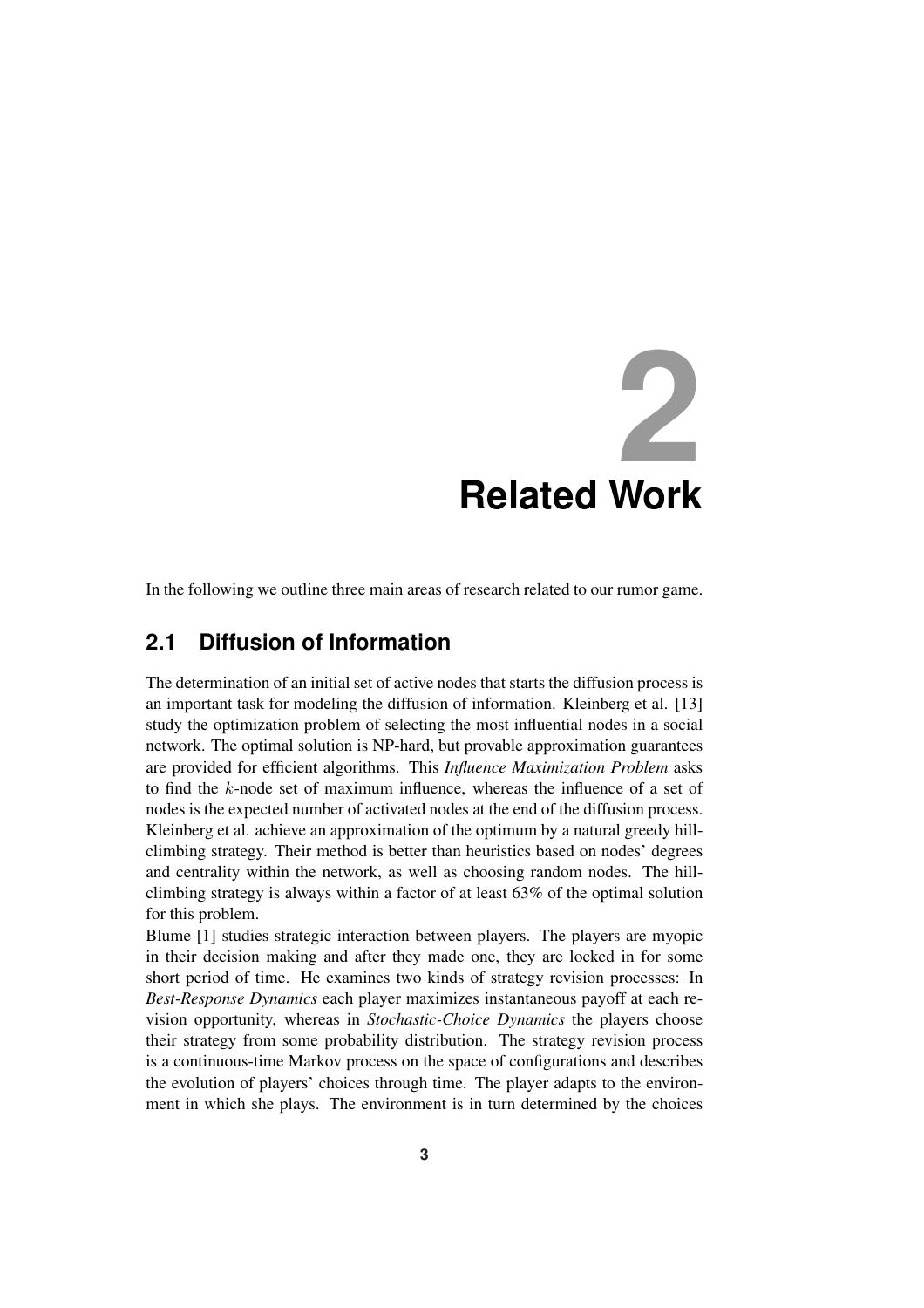# 2 Related Work

In the following we outline three main areas of research related to our rumor game.

## 2.1 Diffusion of Information

The determination of an initial set of active nodes that starts the diffusion process is an important task for modeling the diffusion of information. Kleinberg et al. [13] study the optimization problem of selecting the most influential nodes in a social network. The optimal solution is NP-hard, but provable approximation guarantees are provided for efficient algorithms. This *Influence Maximization Problem* asks to find the $k$-node set of maximum influence, whereas the influence of a set of nodes is the expected number of activated nodes at the end of the diffusion process. Kleinberg et al. achieve an approximation of the optimum by a natural greedy hill-climbing strategy. Their method is better than heuristics based on nodes' degrees and centrality within the network, as well as choosing random nodes. The hill-climbing strategy is always within a factor of at least 63% of the optimal solution for this problem.

Blume [1] studies strategic interaction between players. The players are myopic in their decision making and after they made one, they are locked in for some short period of time. He examines two kinds of strategy revision processes: In *Best-Response Dynamics* each player maximizes instantaneous payoff at each revision opportunity, whereas in *Stochastic-Choice Dynamics* the players choose their strategy from some probability distribution. The strategy revision process is a continuous-time Markov process on the space of configurations and describes the evolution of players' choices through time. The player adapts to the environment in which she plays. The environment is in turn determined by the choices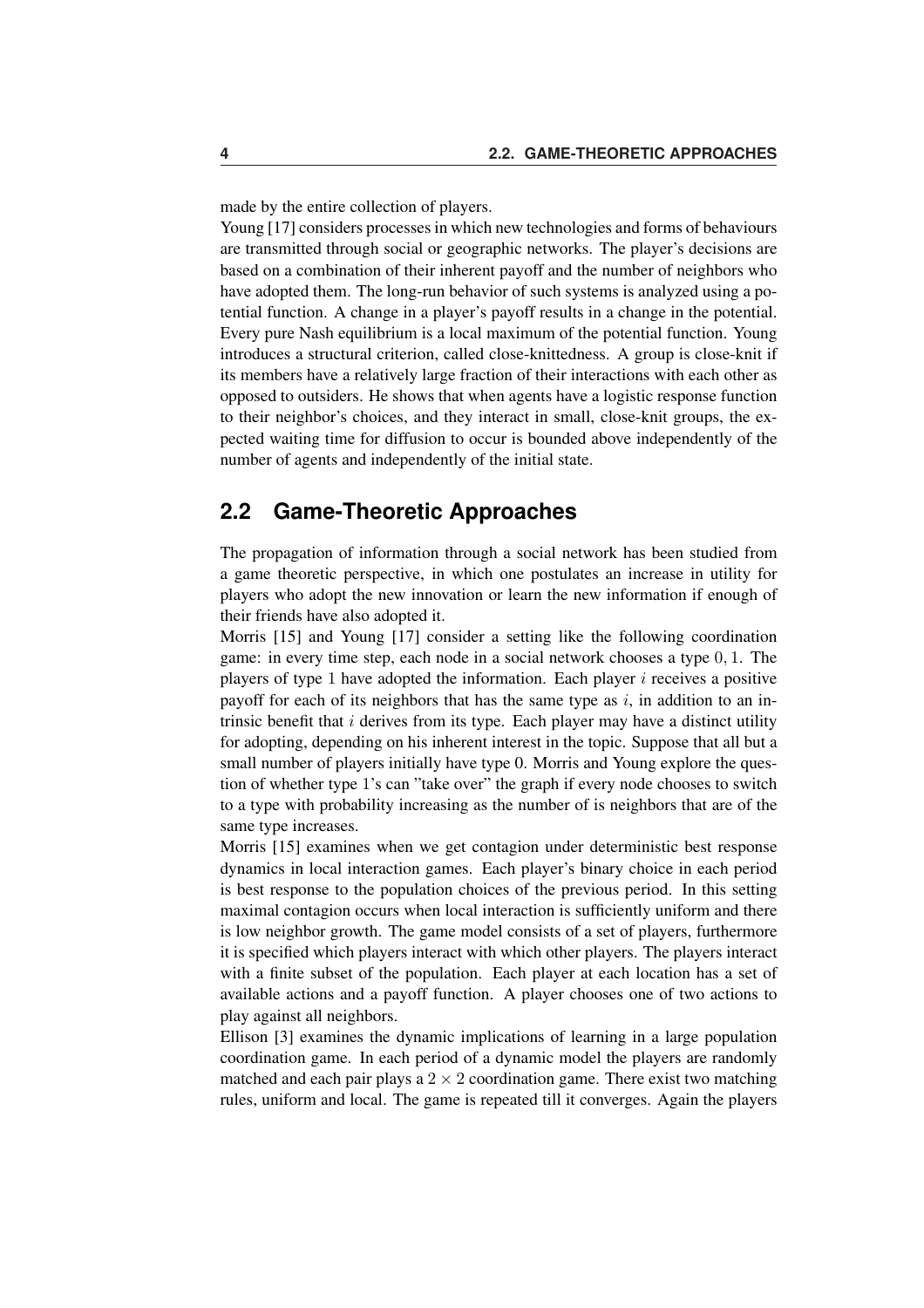made by the entire collection of players.

Young [17] considers processes in which new technologies and forms of behaviours are transmitted through social or geographic networks. The player's decisions are based on a combination of their inherent payoff and the number of neighbors who have adopted them. The long-run behavior of such systems is analyzed using a potential function. A change in a player's payoff results in a change in the potential. Every pure Nash equilibrium is a local maximum of the potential function. Young introduces a structural criterion, called close-knittedness. A group is close-knit if its members have a relatively large fraction of their interactions with each other as opposed to outsiders. He shows that when agents have a logistic response function to their neighbor's choices, and they interact in small, close-knit groups, the expected waiting time for diffusion to occur is bounded above independently of the number of agents and independently of the initial state.

## 2.2 Game-Theoretic Approaches

The propagation of information through a social network has been studied from a game theoretic perspective, in which one postulates an increase in utility for players who adopt the new innovation or learn the new information if enough of their friends have also adopted it.

Morris [15] and Young [17] consider a setting like the following coordination game: in every time step, each node in a social network chooses a type $0, 1$. The players of type $1$ have adopted the information. Each player $i$ receives a positive payoff for each of its neighbors that has the same type as $i$, in addition to an intrinsic benefit that $i$ derives from its type. Each player may have a distinct utility for adopting, depending on his inherent interest in the topic. Suppose that all but a small number of players initially have type 0. Morris and Young explore the question of whether type $1$'s can "take over" the graph if every node chooses to switch to a type with probability increasing as the number of is neighbors that are of the same type increases.

Morris [15] examines when we get contagion under deterministic best response dynamics in local interaction games. Each player's binary choice in each period is best response to the population choices of the previous period. In this setting maximal contagion occurs when local interaction is sufficiently uniform and there is low neighbor growth. The game model consists of a set of players, furthermore it is specified which players interact with which other players. The players interact with a finite subset of the population. Each player at each location has a set of available actions and a payoff function. A player chooses one of two actions to play against all neighbors.

Ellison [3] examines the dynamic implications of learning in a large population coordination game. In each period of a dynamic model the players are randomly matched and each pair plays a $2 \times 2$ coordination game. There exist two matching rules, uniform and local. The game is repeated till it converges. Again the players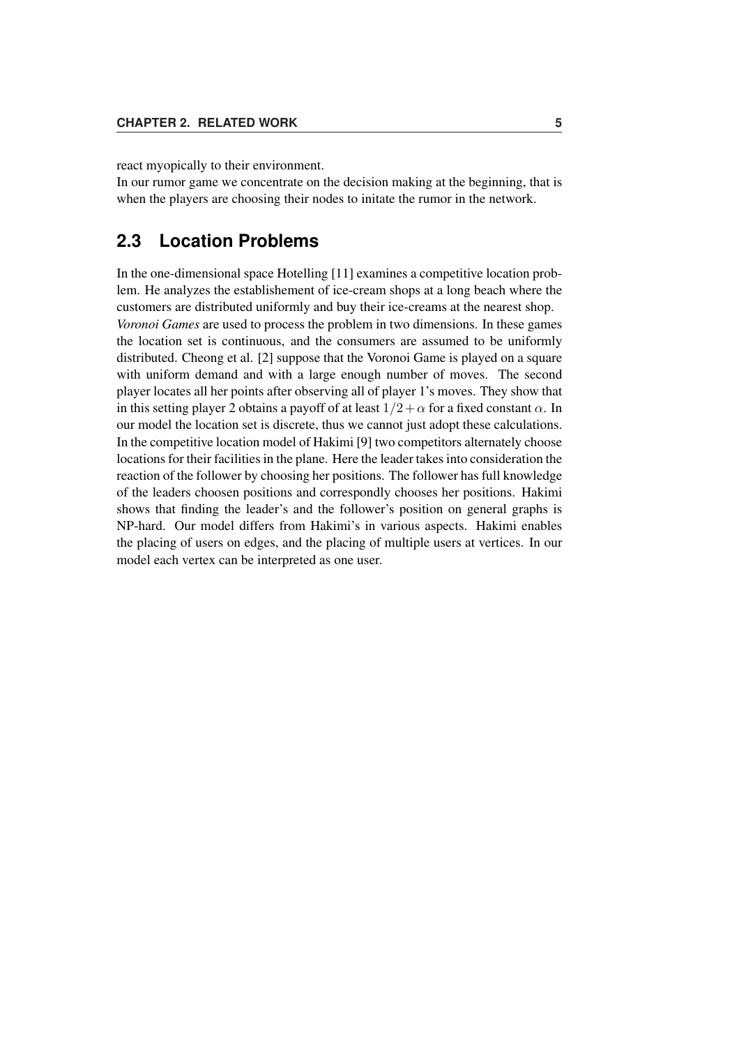react myopically to their environment.
In our rumor game we concentrate on the decision making at the beginning, that is when the players are choosing their nodes to initate the rumor in the network.

## 2.3 Location Problems

In the one-dimensional space Hotelling [11] examines a competitive location problem. He analyzes the establishement of ice-cream shops at a long beach where the customers are distributed uniformly and buy their ice-creams at the nearest shop.
*Voronoi Games* are used to process the problem in two dimensions. In these games the location set is continuous, and the consumers are assumed to be uniformly distributed. Cheong et al. [2] suppose that the Voronoi Game is played on a square with uniform demand and with a large enough number of moves. The second player locates all her points after observing all of player 1's moves. They show that in this setting player 2 obtains a payoff of at least $1/2 + \alpha$ for a fixed constant $\alpha$. In our model the location set is discrete, thus we cannot just adopt these calculations.
In the competitive location model of Hakimi [9] two competitors alternately choose locations for their facilities in the plane. Here the leader takes into consideration the reaction of the follower by choosing her positions. The follower has full knowledge of the leaders choosen positions and correspondly chooses her positions. Hakimi shows that finding the leader's and the follower's position on general graphs is NP-hard. Our model differs from Hakimi's in various aspects. Hakimi enables the placing of users on edges, and the placing of multiple users at vertices. In our model each vertex can be interpreted as one user.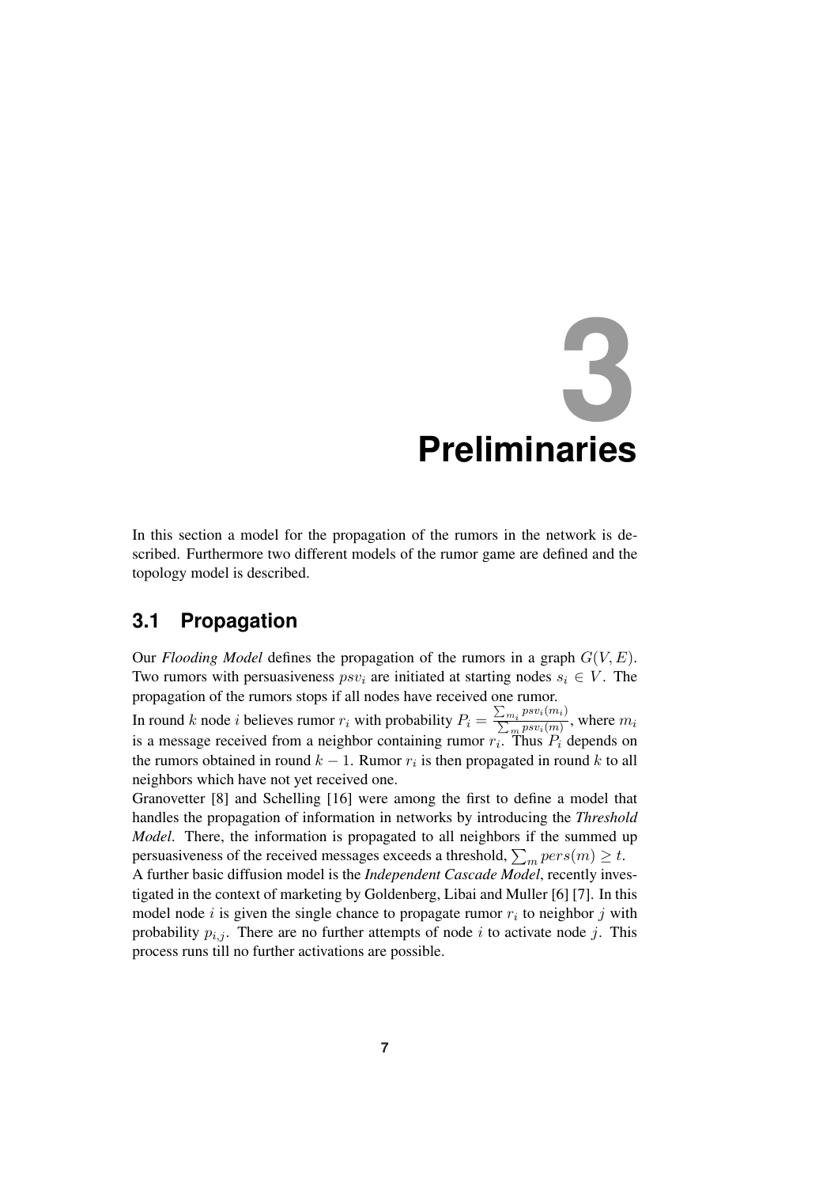# 3 Preliminaries

In this section a model for the propagation of the rumors in the network is described. Furthermore two different models of the rumor game are defined and the topology model is described.

## 3.1 Propagation

Our *Flooding Model* defines the propagation of the rumors in a graph $G(V, E)$. Two rumors with persuasiveness $psv_i$ are initiated at starting nodes $s_i \in V$. The propagation of the rumors stops if all nodes have received one rumor.
In round $k$ node $i$ believes rumor $r_i$ with probability $P_i = \frac{\sum_{m_i} psv_i(m_i)}{\sum_m psv_i(m)}$, where $m_i$ is a message received from a neighbor containing rumor $r_i$. Thus $P_i$ depends on the rumors obtained in round $k-1$. Rumor $r_i$ is then propagated in round $k$ to all neighbors which have not yet received one.
Granovetter [8] and Schelling [16] were among the first to define a model that handles the propagation of information in networks by introducing the *Threshold Model*. There, the information is propagated to all neighbors if the summed up persuasiveness of the received messages exceeds a threshold, $\sum_m pers(m) \geq t$.
A further basic diffusion model is the *Independent Cascade Model*, recently investigated in the context of marketing by Goldenberg, Libai and Muller [6] [7]. In this model node $i$ is given the single chance to propagate rumor $r_i$ to neighbor $j$ with probability $p_{i,j}$. There are no further attempts of node $i$ to activate node $j$. This process runs till no further activations are possible.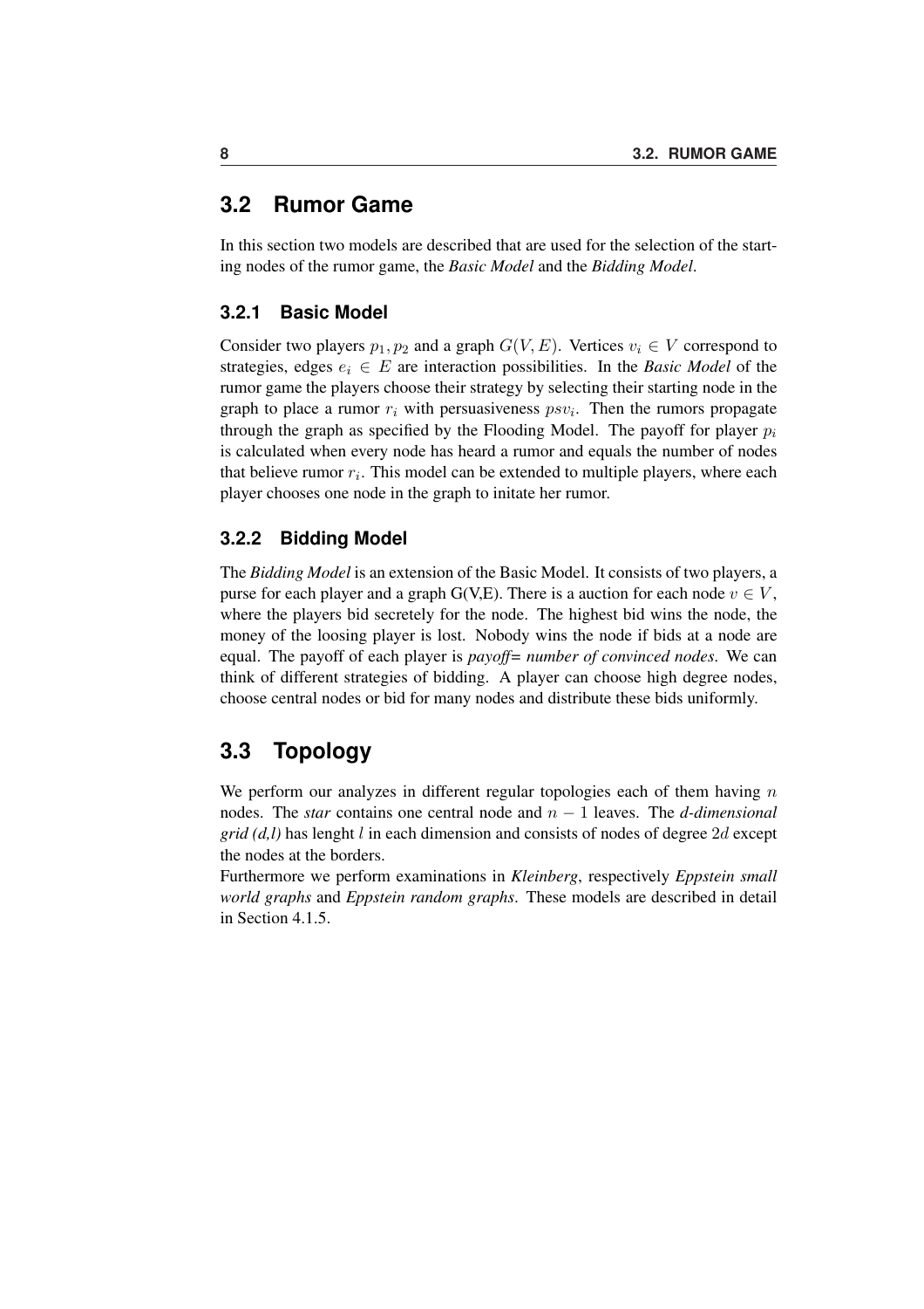## 3.2 Rumor Game

In this section two models are described that are used for the selection of the starting nodes of the rumor game, the *Basic Model* and the *Bidding Model*.

### 3.2.1 Basic Model

Consider two players $p_1, p_2$ and a graph $G(V, E)$. Vertices $v_i \in V$ correspond to strategies, edges $e_i \in E$ are interaction possibilities. In the *Basic Model* of the rumor game the players choose their strategy by selecting their starting node in the graph to place a rumor $r_i$ with persuasiveness $psv_i$. Then the rumors propagate through the graph as specified by the Flooding Model. The payoff for player $p_i$ is calculated when every node has heard a rumor and equals the number of nodes that believe rumor $r_i$. This model can be extended to multiple players, where each player chooses one node in the graph to initate her rumor.

### 3.2.2 Bidding Model

The *Bidding Model* is an extension of the Basic Model. It consists of two players, a purse for each player and a graph G(V,E). There is a auction for each node $v \in V$, where the players bid secretely for the node. The highest bid wins the node, the money of the loosing player is lost. Nobody wins the node if bids at a node are equal. The payoff of each player is *payoff= number of convinced nodes*. We can think of different strategies of bidding. A player can choose high degree nodes, choose central nodes or bid for many nodes and distribute these bids uniformly.

## 3.3 Topology

We perform our analyzes in different regular topologies each of them having $n$ nodes. The *star* contains one central node and $n - 1$ leaves. The *d-dimensional grid (d,l)* has lenght $l$ in each dimension and consists of nodes of degree $2d$ except the nodes at the borders.
Furthermore we perform examinations in *Kleinberg*, respectively *Eppstein small world graphs* and *Eppstein random graphs*. These models are described in detail in Section 4.1.5.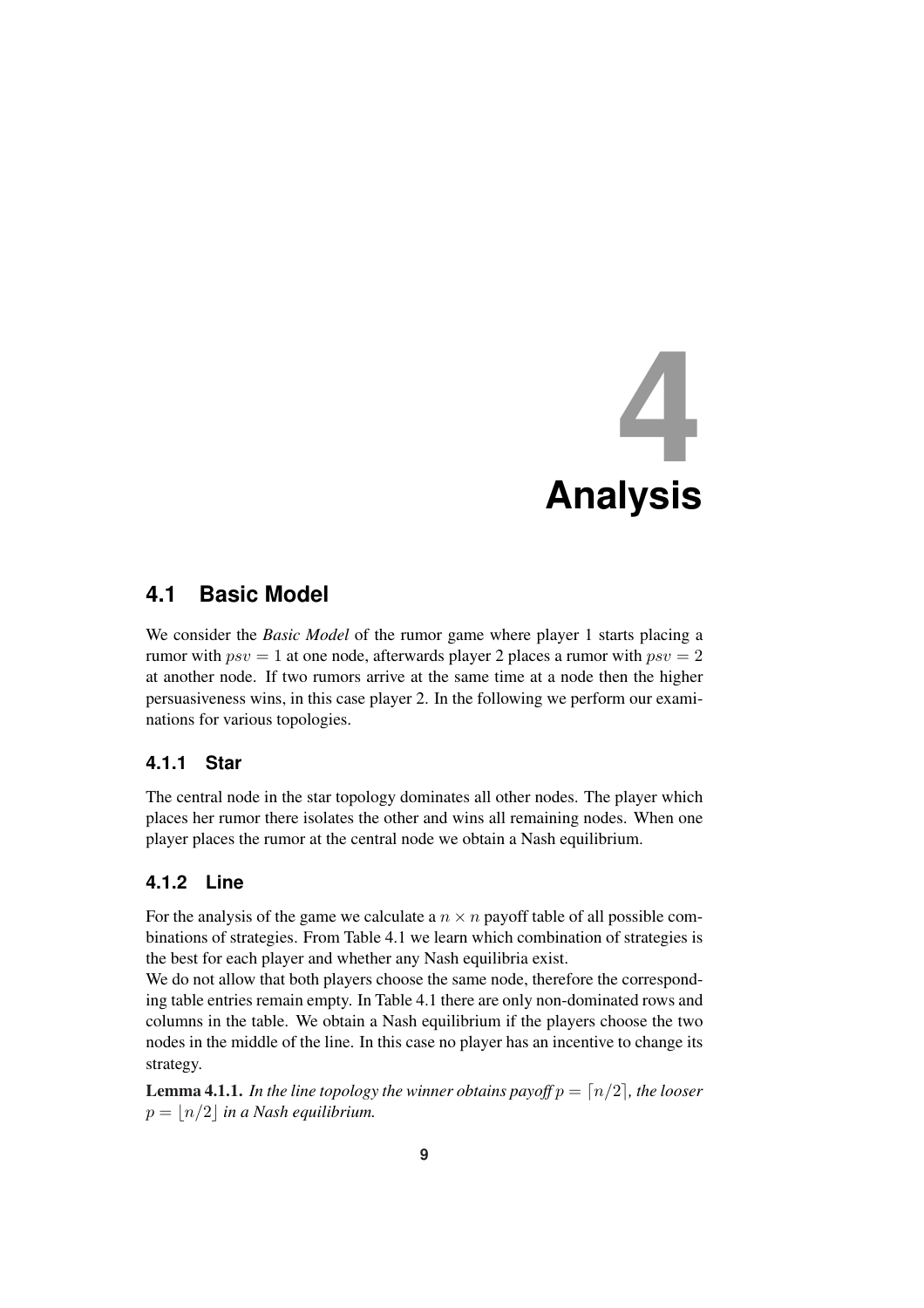# 4 Analysis

## 4.1 Basic Model

We consider the *Basic Model* of the rumor game where player 1 starts placing a rumor with $psv = 1$ at one node, afterwards player 2 places a rumor with $psv = 2$ at another node. If two rumors arrive at the same time at a node then the higher persuasiveness wins, in this case player 2. In the following we perform our examinations for various topologies.

### 4.1.1 Star

The central node in the star topology dominates all other nodes. The player which places her rumor there isolates the other and wins all remaining nodes. When one player places the rumor at the central node we obtain a Nash equilibrium.

### 4.1.2 Line

For the analysis of the game we calculate a $n \times n$ payoff table of all possible combinations of strategies. From Table 4.1 we learn which combination of strategies is the best for each player and whether any Nash equilibria exist.

We do not allow that both players choose the same node, therefore the corresponding table entries remain empty. In Table 4.1 there are only non-dominated rows and columns in the table. We obtain a Nash equilibrium if the players choose the two nodes in the middle of the line. In this case no player has an incentive to change its strategy.

**Lemma 4.1.1.** *In the line topology the winner obtains payoff $p = \lceil n/2 \rceil$, the looser $p = \lfloor n/2 \rfloor$ in a Nash equilibrium.*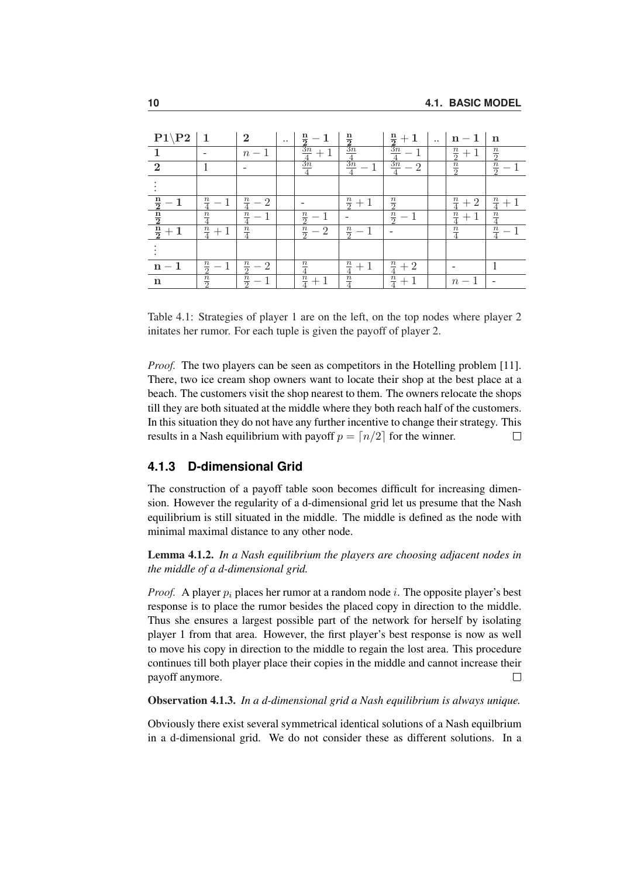| $\mathbf{P1 \backslash P2}$ | $\mathbf{1}$ | $\mathbf{2}$ | .. | $\mathbf{\frac{n}{2}-1}$ | $\mathbf{\frac{n}{2}}$ | $\mathbf{\frac{n}{2}+1}$ | .. | $\mathbf{n-1}$ | $\mathbf{n}$ |
|---|---|---|---|---|---|---|---|---|---|
| $\mathbf{1}$ | - | $n-1$ | | $\frac{3n}{4}+1$ | $\frac{3n}{4}$ | $\frac{3n}{4}-1$ | | $\frac{n}{2}+1$ | $\frac{n}{2}$ |
| $\mathbf{2}$ | 1 | - | | $\frac{3n}{4}$ | $\frac{3n}{4}-1$ | $\frac{3n}{4}-2$ | | $\frac{n}{2}$ | $\frac{n}{2}-1$ |
| $\vdots$ | | | | | | | | | |
| $\mathbf{\frac{n}{2}-1}$ | $\frac{n}{4}-1$ | $\frac{n}{4}-2$ | | - | $\frac{n}{2}+1$ | $\frac{n}{2}$ | | $\frac{n}{4}+2$ | $\frac{n}{4}+1$ |
| $\mathbf{\frac{n}{2}}$ | $\frac{n}{4}$ | $\frac{n}{4}-1$ | | $\frac{n}{2}-1$ | - | $\frac{n}{2}-1$ | | $\frac{n}{4}+1$ | $\frac{n}{4}$ |
| $\mathbf{\frac{n}{2}+1}$ | $\frac{n}{4}+1$ | $\frac{n}{4}$ | | $\frac{n}{2}-2$ | $\frac{n}{2}-1$ | - | | $\frac{n}{4}$ | $\frac{n}{4}-1$ |
| $\vdots$ | | | | | | | | | |
| $\mathbf{n-1}$ | $\frac{n}{2}-1$ | $\frac{n}{2}-2$ | | $\frac{n}{4}$ | $\frac{n}{4}+1$ | $\frac{n}{4}+2$ | | - | 1 |
| $\mathbf{n}$ | $\frac{n}{2}$ | $\frac{n}{2}-1$ | | $\frac{n}{4}+1$ | $\frac{n}{4}$ | $\frac{n}{4}+1$ | | $n-1$ | - |

Table 4.1: Strategies of player 1 are on the left, on the top nodes where player 2 initates her rumor. For each tuple is given the payoff of player 2.

*Proof.* The two players can be seen as competitors in the Hotelling problem [11]. There, two ice cream shop owners want to locate their shop at the best place at a beach. The customers visit the shop nearest to them. The owners relocate the shops till they are both situated at the middle where they both reach half of the customers. In this situation they do not have any further incentive to change their strategy. This results in a Nash equilibrium with payoff $p = \lceil n/2 \rceil$ for the winner. □

### 4.1.3 D-dimensional Grid

The construction of a payoff table soon becomes difficult for increasing dimension. However the regularity of a d-dimensional grid let us presume that the Nash equilibrium is still situated in the middle. The middle is defined as the node with minimal maximal distance to any other node.

**Lemma 4.1.2.** *In a Nash equilibrium the players are choosing adjacent nodes in the middle of a d-dimensional grid.*

*Proof.* A player $p_i$ places her rumor at a random node $i$. The opposite player's best response is to place the rumor besides the placed copy in direction to the middle. Thus she ensures a largest possible part of the network for herself by isolating player 1 from that area. However, the first player's best response is now as well to move his copy in direction to the middle to regain the lost area. This procedure continues till both player place their copies in the middle and cannot increase their payoff anymore. □

**Observation 4.1.3.** *In a d-dimensional grid a Nash equilibrium is always unique.*

Obviously there exist several symmetrical identical solutions of a Nash equilbrium in a d-dimensional grid. We do not consider these as different solutions. In a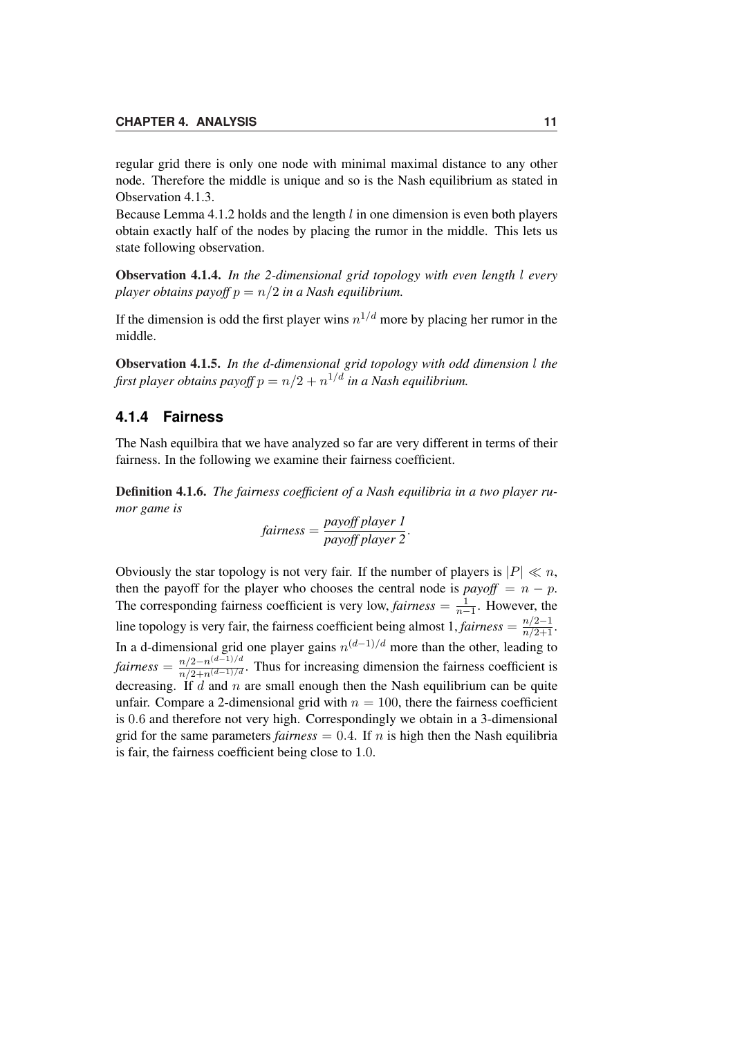regular grid there is only one node with minimal maximal distance to any other node. Therefore the middle is unique and so is the Nash equilibrium as stated in Observation 4.1.3.

Because Lemma 4.1.2 holds and the length $l$ in one dimension is even both players obtain exactly half of the nodes by placing the rumor in the middle. This lets us state following observation.

**Observation 4.1.4.** *In the 2-dimensional grid topology with even length $l$ every player obtains payoff $p = n/2$ in a Nash equilibrium.*

If the dimension is odd the first player wins $n^{1/d}$ more by placing her rumor in the middle.

**Observation 4.1.5.** *In the d-dimensional grid topology with odd dimension $l$ the first player obtains payoff $p = n/2 + n^{1/d}$ in a Nash equilibrium.*

### 4.1.4 Fairness

The Nash equilbira that we have analyzed so far are very different in terms of their fairness. In the following we examine their fairness coefficient.

**Definition 4.1.6.** *The fairness coefficient of a Nash equilibria in a two player rumor game is*

$$\textit{fairness} = \frac{\textit{payoff player 1}}{\textit{payoff player 2}}.$$

Obviously the star topology is not very fair. If the number of players is $|P| \ll n$, then the payoff for the player who chooses the central node is $\textit{payoff} = n - p$. The corresponding fairness coefficient is very low, $\textit{fairness} = \frac{1}{n-1}$. However, the line topology is very fair, the fairness coefficient being almost 1, $\textit{fairness} = \frac{n/2-1}{n/2+1}$. In a d-dimensional grid one player gains $n^{(d-1)/d}$ more than the other, leading to $\textit{fairness} = \frac{n/2-n^{(d-1)/d}}{n/2+n^{(d-1)/d}}$. Thus for increasing dimension the fairness coefficient is decreasing. If $d$ and $n$ are small enough then the Nash equilibrium can be quite unfair. Compare a 2-dimensional grid with $n = 100$, there the fairness coefficient is $0.6$ and therefore not very high. Correspondingly we obtain in a 3-dimensional grid for the same parameters $\textit{fairness} = 0.4$. If $n$ is high then the Nash equilibria is fair, the fairness coefficient being close to $1.0$.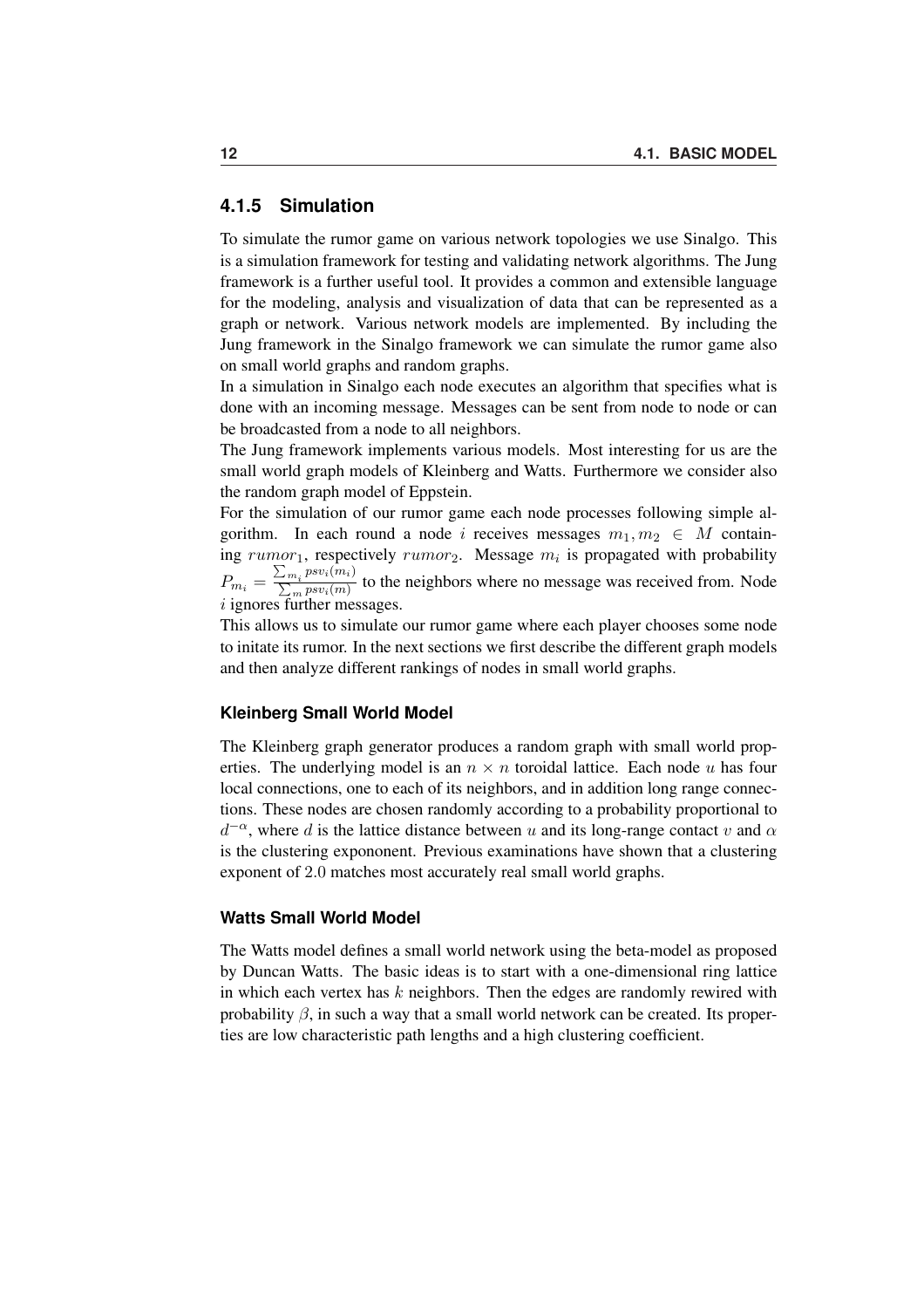### 4.1.5 Simulation

To simulate the rumor game on various network topologies we use Sinalgo. This is a simulation framework for testing and validating network algorithms. The Jung framework is a further useful tool. It provides a common and extensible language for the modeling, analysis and visualization of data that can be represented as a graph or network. Various network models are implemented. By including the Jung framework in the Sinalgo framework we can simulate the rumor game also on small world graphs and random graphs.

In a simulation in Sinalgo each node executes an algorithm that specifies what is done with an incoming message. Messages can be sent from node to node or can be broadcasted from a node to all neighbors.

The Jung framework implements various models. Most interesting for us are the small world graph models of Kleinberg and Watts. Furthermore we consider also the random graph model of Eppstein.

For the simulation of our rumor game each node processes following simple algorithm. In each round a node $i$ receives messages $m_1, m_2 \in M$ containing $rumor_1$, respectively $rumor_2$. Message $m_i$ is propagated with probability $P_{m_i} = \frac{\sum_{m_i} psv_i(m_i)}{\sum_m psv_i(m)}$ to the neighbors where no message was received from. Node $i$ ignores further messages.

This allows us to simulate our rumor game where each player chooses some node to initate its rumor. In the next sections we first describe the different graph models and then analyze different rankings of nodes in small world graphs.

#### Kleinberg Small World Model

The Kleinberg graph generator produces a random graph with small world properties. The underlying model is an $n \times n$ toroidal lattice. Each node $u$ has four local connections, one to each of its neighbors, and in addition long range connections. These nodes are chosen randomly according to a probability proportional to $d^{-\alpha}$, where $d$ is the lattice distance between $u$ and its long-range contact $v$ and $\alpha$ is the clustering expononent. Previous examinations have shown that a clustering exponent of $2.0$ matches most accurately real small world graphs.

#### Watts Small World Model

The Watts model defines a small world network using the beta-model as proposed by Duncan Watts. The basic ideas is to start with a one-dimensional ring lattice in which each vertex has $k$ neighbors. Then the edges are randomly rewired with probability $\beta$, in such a way that a small world network can be created. Its properties are low characteristic path lengths and a high clustering coefficient.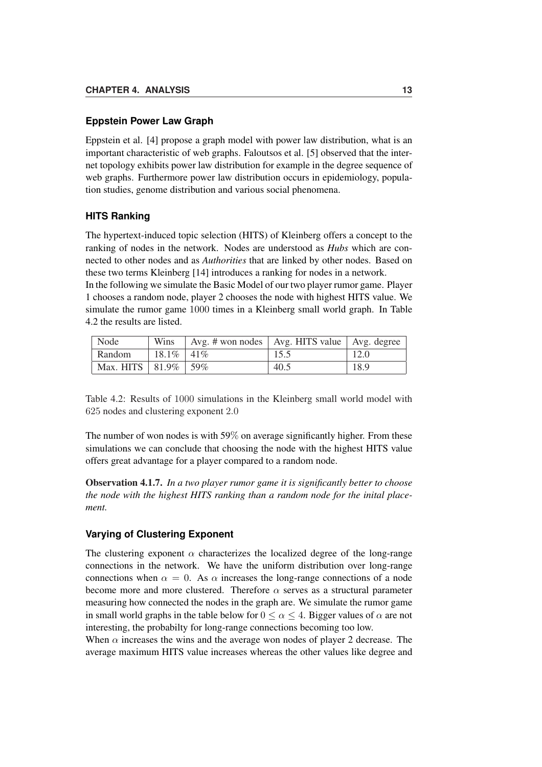### Eppstein Power Law Graph

Eppstein et al. [4] propose a graph model with power law distribution, what is an important characteristic of web graphs. Faloutsos et al. [5] observed that the internet topology exhibits power law distribution for example in the degree sequence of web graphs. Furthermore power law distribution occurs in epidemiology, population studies, genome distribution and various social phenomena.

### HITS Ranking

The hypertext-induced topic selection (HITS) of Kleinberg offers a concept to the ranking of nodes in the network. Nodes are understood as *Hubs* which are connected to other nodes and as *Authorities* that are linked by other nodes. Based on these two terms Kleinberg [14] introduces a ranking for nodes in a network.
In the following we simulate the Basic Model of our two player rumor game. Player 1 chooses a random node, player 2 chooses the node with highest HITS value. We simulate the rumor game 1000 times in a Kleinberg small world graph. In Table 4.2 the results are listed.

| Node | Wins | Avg. # won nodes | Avg. HITS value | Avg. degree |
|---|---|---|---|---|
| Random | 18.1% | 41% | 15.5 | 12.0 |
| Max. HITS | 81.9% | 59% | 40.5 | 18.9 |

Table 4.2: Results of 1000 simulations in the Kleinberg small world model with 625 nodes and clustering exponent 2.0

The number of won nodes is with 59% on average significantly higher. From these simulations we can conclude that choosing the node with the highest HITS value offers great advantage for a player compared to a random node.

**Observation 4.1.7.** *In a two player rumor game it is significantly better to choose the node with the highest HITS ranking than a random node for the inital placement.*

### Varying of Clustering Exponent

The clustering exponent $\alpha$ characterizes the localized degree of the long-range connections in the network. We have the uniform distribution over long-range connections when $\alpha = 0$. As $\alpha$ increases the long-range connections of a node become more and more clustered. Therefore $\alpha$ serves as a structural parameter measuring how connected the nodes in the graph are. We simulate the rumor game in small world graphs in the table below for $0 \leq \alpha \leq 4$. Bigger values of $\alpha$ are not interesting, the probabilty for long-range connections becoming too low.
When $\alpha$ increases the wins and the average won nodes of player 2 decrease. The average maximum HITS value increases whereas the other values like degree and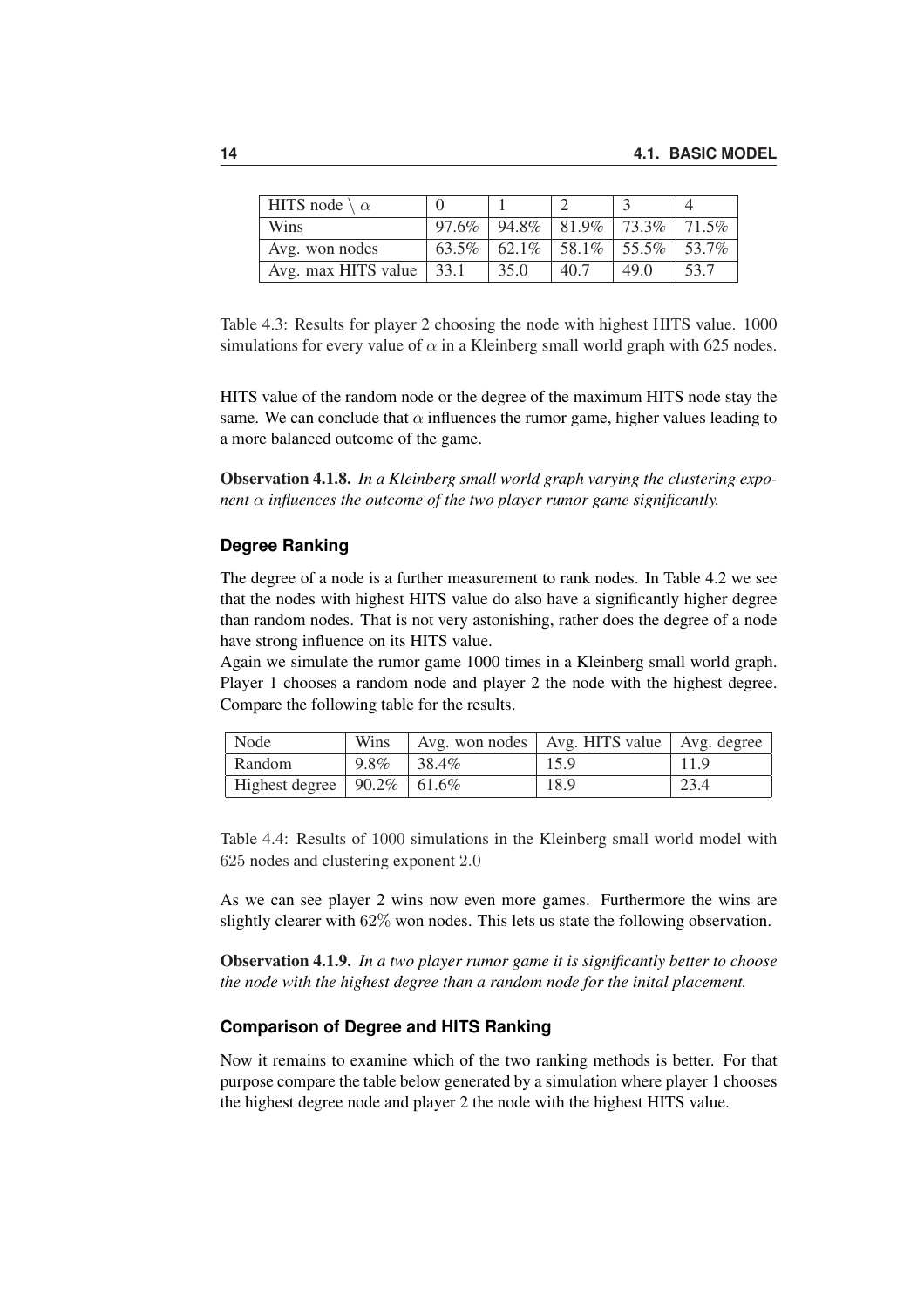| HITS node \ $\alpha$ | 0 | 1 | 2 | 3 | 4 |
|---|---|---|---|---|---|
| Wins | 97.6% | 94.8% | 81.9% | 73.3% | 71.5% |
| Avg. won nodes | 63.5% | 62.1% | 58.1% | 55.5% | 53.7% |
| Avg. max HITS value | 33.1 | 35.0 | 40.7 | 49.0 | 53.7 |

Table 4.3: Results for player 2 choosing the node with highest HITS value. 1000 simulations for every value of $\alpha$ in a Kleinberg small world graph with 625 nodes.

HITS value of the random node or the degree of the maximum HITS node stay the same. We can conclude that $\alpha$ influences the rumor game, higher values leading to a more balanced outcome of the game.

**Observation 4.1.8.** *In a Kleinberg small world graph varying the clustering exponent $\alpha$ influences the outcome of the two player rumor game significantly.*

### Degree Ranking

The degree of a node is a further measurement to rank nodes. In Table 4.2 we see that the nodes with highest HITS value do also have a significantly higher degree than random nodes. That is not very astonishing, rather does the degree of a node have strong influence on its HITS value.
Again we simulate the rumor game 1000 times in a Kleinberg small world graph. Player 1 chooses a random node and player 2 the node with the highest degree. Compare the following table for the results.

| Node | Wins | Avg. won nodes | Avg. HITS value | Avg. degree |
|---|---|---|---|---|
| Random | 9.8% | 38.4% | 15.9 | 11.9 |
| Highest degree | 90.2% | 61.6% | 18.9 | 23.4 |

Table 4.4: Results of 1000 simulations in the Kleinberg small world model with 625 nodes and clustering exponent 2.0

As we can see player 2 wins now even more games. Furthermore the wins are slightly clearer with 62% won nodes. This lets us state the following observation.

**Observation 4.1.9.** *In a two player rumor game it is significantly better to choose the node with the highest degree than a random node for the inital placement.*

### Comparison of Degree and HITS Ranking

Now it remains to examine which of the two ranking methods is better. For that purpose compare the table below generated by a simulation where player 1 chooses the highest degree node and player 2 the node with the highest HITS value.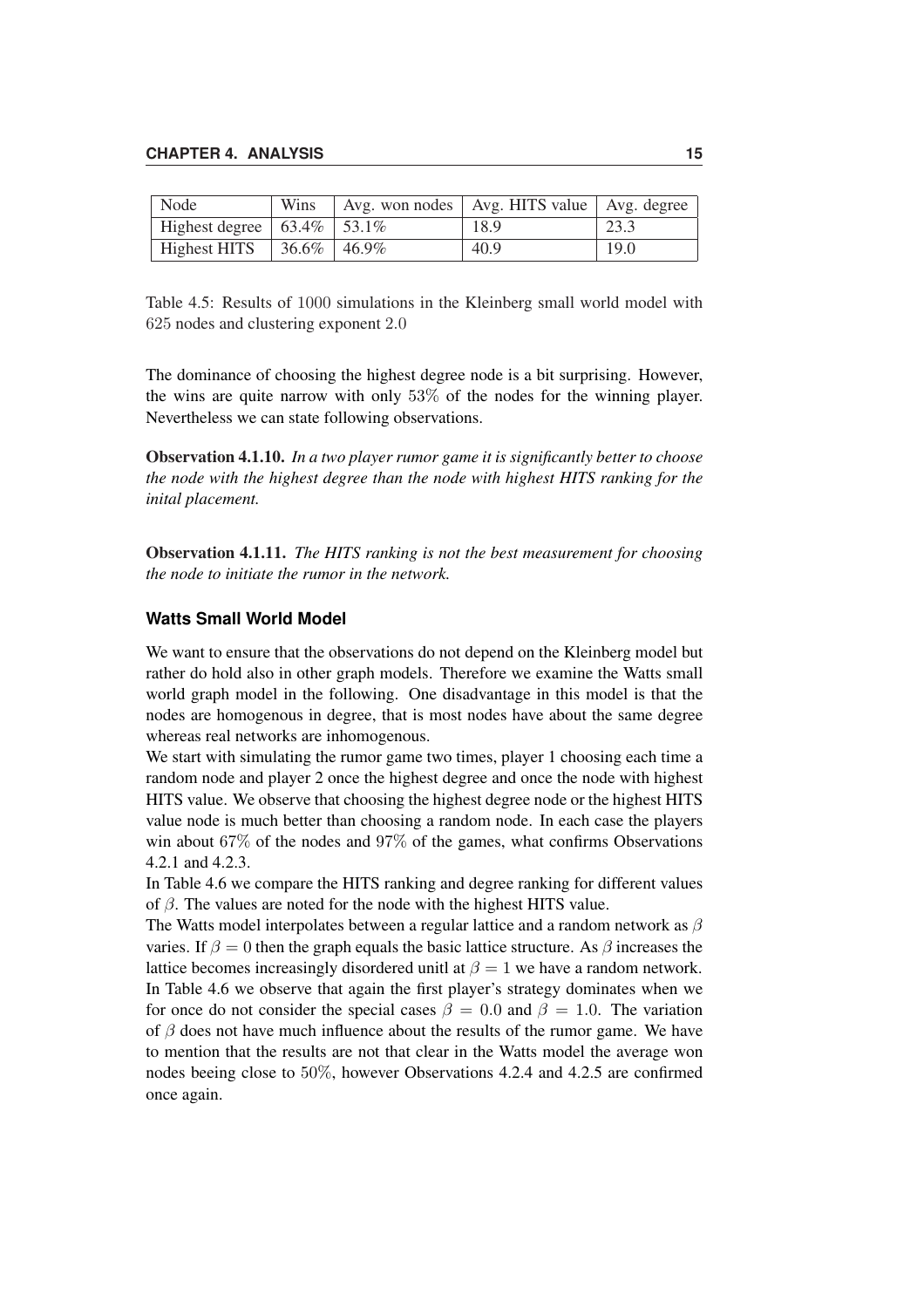| Node | Wins | Avg. won nodes | Avg. HITS value | Avg. degree |
|---|---|---|---|---|
| Highest degree | 63.4% | 53.1% | 18.9 | 23.3 |
| Highest HITS | 36.6% | 46.9% | 40.9 | 19.0 |

Table 4.5: Results of 1000 simulations in the Kleinberg small world model with 625 nodes and clustering exponent 2.0

The dominance of choosing the highest degree node is a bit surprising. However, the wins are quite narrow with only 53% of the nodes for the winning player. Nevertheless we can state following observations.

**Observation 4.1.10.** *In a two player rumor game it is significantly better to choose the node with the highest degree than the node with highest HITS ranking for the inital placement.*

**Observation 4.1.11.** *The HITS ranking is not the best measurement for choosing the node to initiate the rumor in the network.*

### Watts Small World Model

We want to ensure that the observations do not depend on the Kleinberg model but rather do hold also in other graph models. Therefore we examine the Watts small world graph model in the following. One disadvantage in this model is that the nodes are homogenous in degree, that is most nodes have about the same degree whereas real networks are inhomogenous.

We start with simulating the rumor game two times, player 1 choosing each time a random node and player 2 once the highest degree and once the node with highest HITS value. We observe that choosing the highest degree node or the highest HITS value node is much better than choosing a random node. In each case the players win about 67% of the nodes and 97% of the games, what confirms Observations 4.2.1 and 4.2.3.

In Table 4.6 we compare the HITS ranking and degree ranking for different values of $\beta$. The values are noted for the node with the highest HITS value.

The Watts model interpolates between a regular lattice and a random network as $\beta$ varies. If $\beta = 0$ then the graph equals the basic lattice structure. As $\beta$ increases the lattice becomes increasingly disordered unitl at $\beta = 1$ we have a random network. In Table 4.6 we observe that again the first player's strategy dominates when we for once do not consider the special cases $\beta = 0.0$ and $\beta = 1.0$. The variation of $\beta$ does not have much influence about the results of the rumor game. We have to mention that the results are not that clear in the Watts model the average won nodes beeing close to 50%, however Observations 4.2.4 and 4.2.5 are confirmed once again.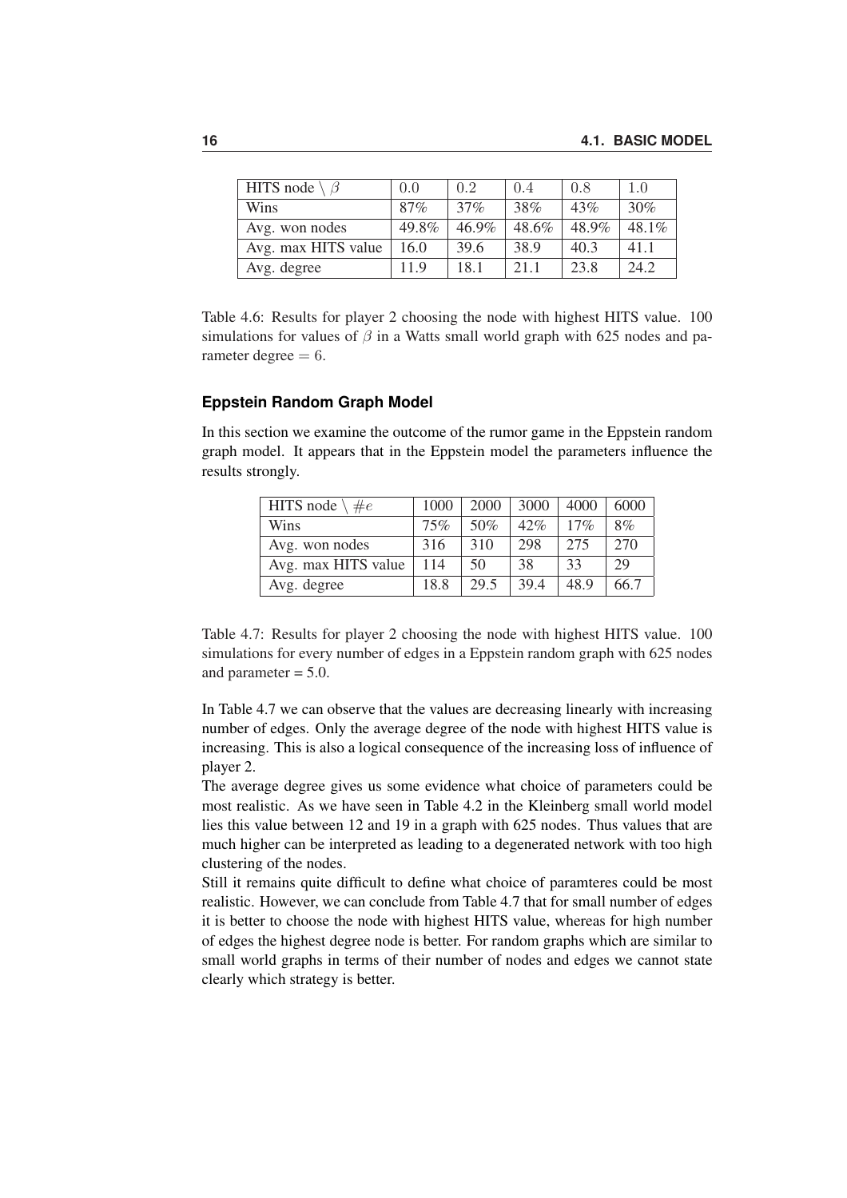| HITS node \ $\beta$ | $0.0$ | $0.2$ | $0.4$ | $0.8$ | $1.0$ |
|---|---|---|---|---|---|
| Wins | 87% | 37% | 38% | 43% | 30% |
| Avg. won nodes | 49.8% | 46.9% | 48.6% | 48.9% | 48.1% |
| Avg. max HITS value | 16.0 | 39.6 | 38.9 | 40.3 | 41.1 |
| Avg. degree | 11.9 | 18.1 | 21.1 | 23.8 | 24.2 |

Table 4.6: Results for player 2 choosing the node with highest HITS value. 100 simulations for values of $\beta$ in a Watts small world graph with 625 nodes and parameter degree $= 6$.

### Eppstein Random Graph Model

In this section we examine the outcome of the rumor game in the Eppstein random graph model. It appears that in the Eppstein model the parameters influence the results strongly.

| HITS node \ $\#e$ | 1000 | 2000 | 3000 | 4000 | 6000 |
|---|---|---|---|---|---|
| Wins | 75% | 50% | 42% | 17% | 8% |
| Avg. won nodes | 316 | 310 | 298 | 275 | 270 |
| Avg. max HITS value | 114 | 50 | 38 | 33 | 29 |
| Avg. degree | 18.8 | 29.5 | 39.4 | 48.9 | 66.7 |

Table 4.7: Results for player 2 choosing the node with highest HITS value. 100 simulations for every number of edges in a Eppstein random graph with 625 nodes and parameter = 5.0.

In Table 4.7 we can observe that the values are decreasing linearly with increasing number of edges. Only the average degree of the node with highest HITS value is increasing. This is also a logical consequence of the increasing loss of influence of player 2.

The average degree gives us some evidence what choice of parameters could be most realistic. As we have seen in Table 4.2 in the Kleinberg small world model lies this value between 12 and 19 in a graph with 625 nodes. Thus values that are much higher can be interpreted as leading to a degenerated network with too high clustering of the nodes.

Still it remains quite difficult to define what choice of paramteres could be most realistic. However, we can conclude from Table 4.7 that for small number of edges it is better to choose the node with highest HITS value, whereas for high number of edges the highest degree node is better. For random graphs which are similar to small world graphs in terms of their number of nodes and edges we cannot state clearly which strategy is better.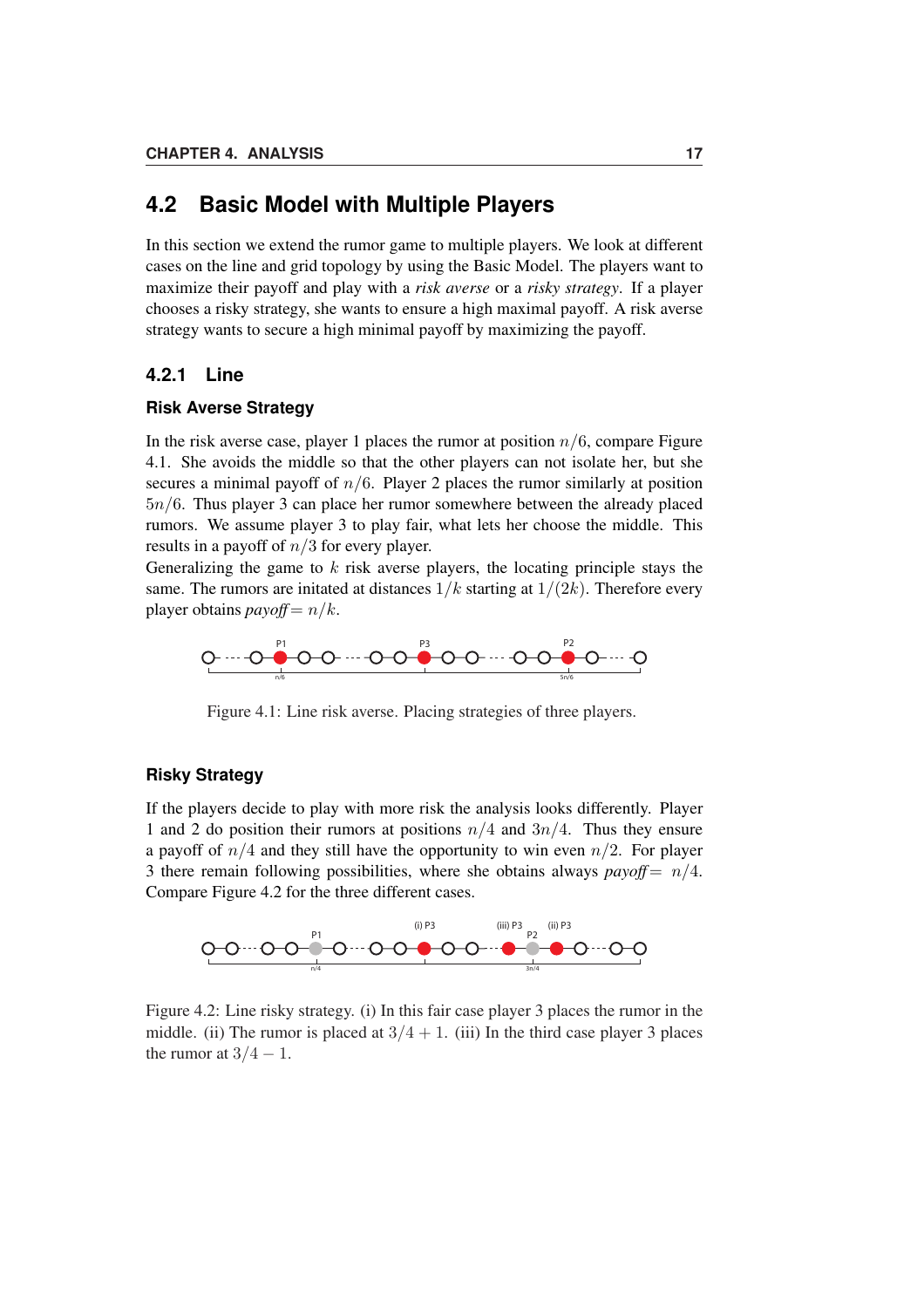## 4.2 Basic Model with Multiple Players

In this section we extend the rumor game to multiple players. We look at different cases on the line and grid topology by using the Basic Model. The players want to maximize their payoff and play with a *risk averse* or a *risky strategy*. If a player chooses a risky strategy, she wants to ensure a high maximal payoff. A risk averse strategy wants to secure a high minimal payoff by maximizing the payoff.

### 4.2.1 Line

#### Risk Averse Strategy

In the risk averse case, player 1 places the rumor at position $n/6$, compare Figure 4.1. She avoids the middle so that the other players can not isolate her, but she secures a minimal payoff of $n/6$. Player 2 places the rumor similarly at position $5n/6$. Thus player 3 can place her rumor somewhere between the already placed rumors. We assume player 3 to play fair, what lets her choose the middle. This results in a payoff of $n/3$ for every player.
Generalizing the game to $k$ risk averse players, the locating principle stays the same. The rumors are initated at distances $1/k$ starting at $1/(2k)$. Therefore every player obtains *payoff* $= n/k$.

Figure 4.1: Line risk averse. Placing strategies of three players.

#### Risky Strategy

If the players decide to play with more risk the analysis looks differently. Player 1 and 2 do position their rumors at positions $n/4$ and $3n/4$. Thus they ensure a payoff of $n/4$ and they still have the opportunity to win even $n/2$. For player 3 there remain following possibilities, where she obtains always *payoff* $= n/4$. Compare Figure 4.2 for the three different cases.

Figure 4.2: Line risky strategy. (i) In this fair case player 3 places the rumor in the middle. (ii) The rumor is placed at $3/4 + 1$. (iii) In the third case player 3 places the rumor at $3/4 - 1$.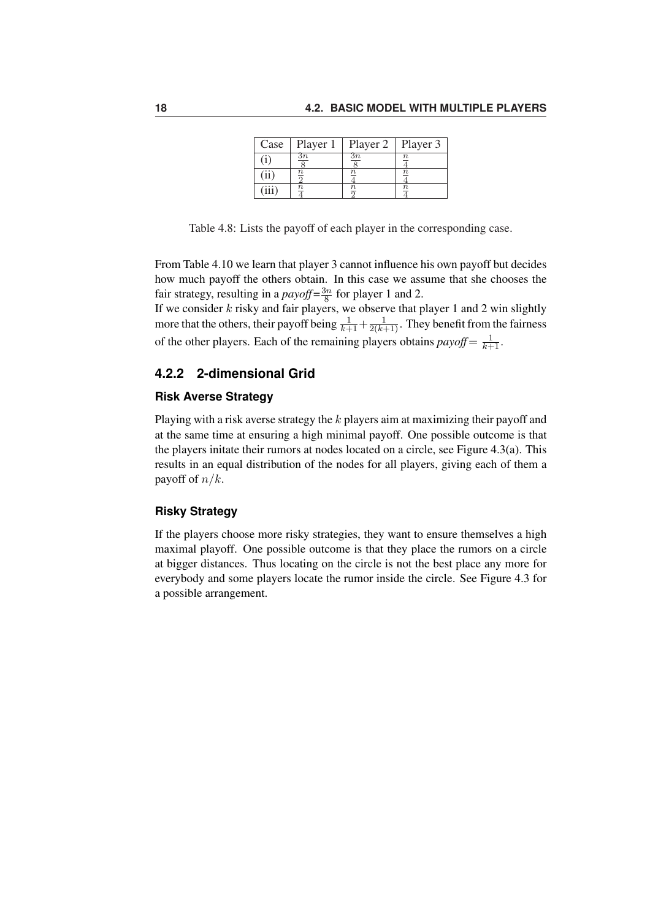| Case | Player 1 | Player 2 | Player 3 |
|---|---|---|---|
| (i) | $\frac{3n}{8}$ | $\frac{3n}{8}$ | $\frac{n}{4}$ |
| (ii) | $\frac{n}{2}$ | $\frac{n}{4}$ | $\frac{n}{4}$ |
| (iii) | $\frac{n}{4}$ | $\frac{n}{2}$ | $\frac{n}{4}$ |

Table 4.8: Lists the payoff of each player in the corresponding case.

From Table 4.10 we learn that player 3 cannot influence his own payoff but decides how much payoff the others obtain. In this case we assume that she chooses the fair strategy, resulting in a *payoff*=$\frac{3n}{8}$ for player 1 and 2.
If we consider $k$ risky and fair players, we observe that player 1 and 2 win slightly more that the others, their payoff being $\frac{1}{k+1} + \frac{1}{2(k+1)}$. They benefit from the fairness of the other players. Each of the remaining players obtains *payoff*= $\frac{1}{k+1}$.

### 4.2.2 2-dimensional Grid

#### Risk Averse Strategy

Playing with a risk averse strategy the $k$ players aim at maximizing their payoff and at the same time at ensuring a high minimal payoff. One possible outcome is that the players initate their rumors at nodes located on a circle, see Figure 4.3(a). This results in an equal distribution of the nodes for all players, giving each of them a payoff of $n/k$.

#### Risky Strategy

If the players choose more risky strategies, they want to ensure themselves a high maximal playoff. One possible outcome is that they place the rumors on a circle at bigger distances. Thus locating on the circle is not the best place any more for everybody and some players locate the rumor inside the circle. See Figure 4.3 for a possible arrangement.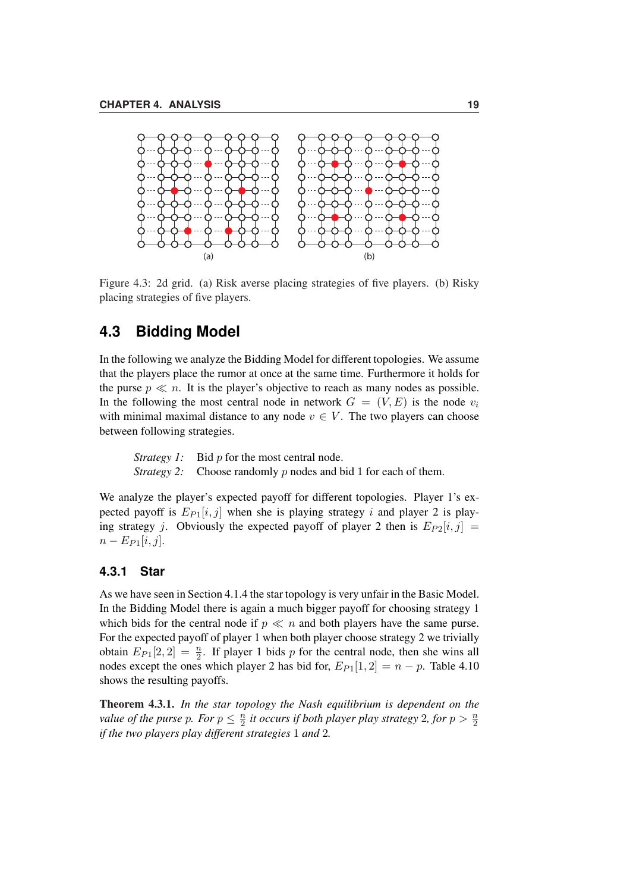Figure 4.3: 2d grid. (a) Risk averse placing strategies of five players. (b) Risky placing strategies of five players.

## 4.3 Bidding Model

In the following we analyze the Bidding Model for different topologies. We assume that the players place the rumor at once at the same time. Furthermore it holds for the purse $p \ll n$. It is the player's objective to reach as many nodes as possible. In the following the most central node in network $G = (V, E)$ is the node $v_i$ with minimal maximal distance to any node $v \in V$. The two players can choose between following strategies.

*Strategy 1:* Bid $p$ for the most central node.
*Strategy 2:* Choose randomly $p$ nodes and bid 1 for each of them.

We analyze the player's expected payoff for different topologies. Player 1's expected payoff is $E_{P1}[i, j]$ when she is playing strategy $i$ and player 2 is playing strategy $j$. Obviously the expected payoff of player 2 then is $E_{P2}[i, j] = n - E_{P1}[i, j]$.

### 4.3.1 Star

As we have seen in Section 4.1.4 the star topology is very unfair in the Basic Model. In the Bidding Model there is again a much bigger payoff for choosing strategy 1 which bids for the central node if $p \ll n$ and both players have the same purse. For the expected payoff of player 1 when both player choose strategy 2 we trivially obtain $E_{P1}[2, 2] = \frac{n}{2}$. If player 1 bids $p$ for the central node, then she wins all nodes except the ones which player 2 has bid for, $E_{P1}[1, 2] = n - p$. Table 4.10 shows the resulting payoffs.

**Theorem 4.3.1.** *In the star topology the Nash equilibrium is dependent on the value of the purse $p$. For $p \leq \frac{n}{2}$ it occurs if both player play strategy 2, for $p > \frac{n}{2}$ if the two players play different strategies 1 and 2.*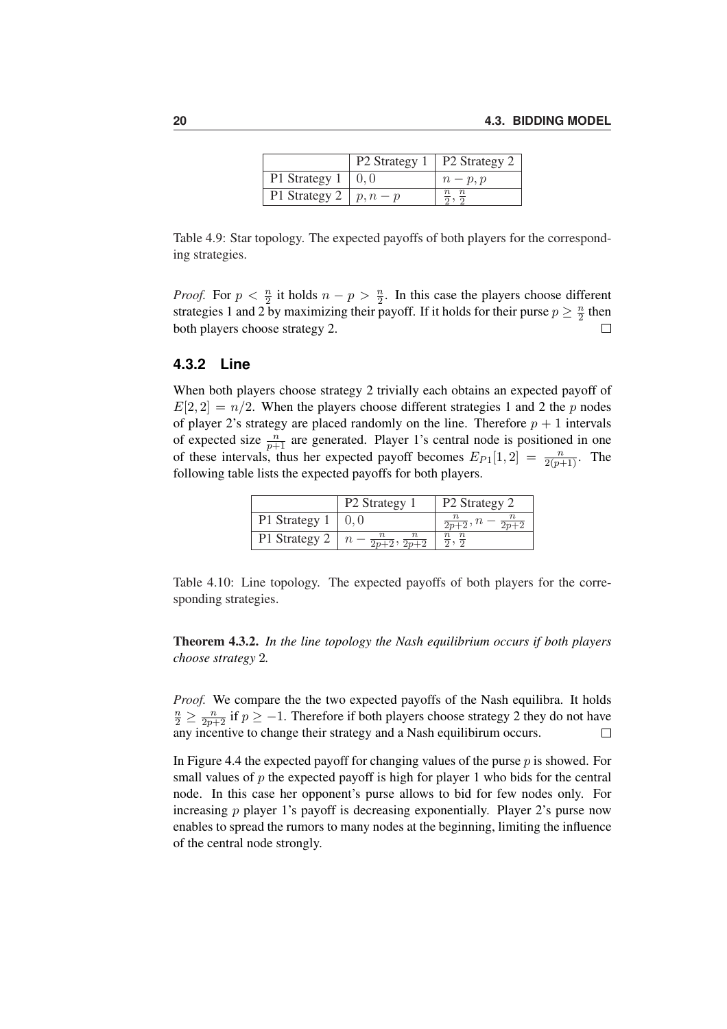|  | P2 Strategy 1 | P2 Strategy 2 |
|---|---|---|
| P1 Strategy 1 | $0, 0$ | $n - p, p$ |
| P1 Strategy 2 | $p, n - p$ | $\frac{n}{2}, \frac{n}{2}$ |

Table 4.9: Star topology. The expected payoffs of both players for the corresponding strategies.

*Proof.* For $p < \frac{n}{2}$ it holds $n - p > \frac{n}{2}$. In this case the players choose different strategies 1 and 2 by maximizing their payoff. If it holds for their purse $p \geq \frac{n}{2}$ then both players choose strategy 2. □

### 4.3.2 Line

When both players choose strategy 2 trivially each obtains an expected payoff of $E[2, 2] = n/2$. When the players choose different strategies 1 and 2 the $p$ nodes of player 2's strategy are placed randomly on the line. Therefore $p + 1$ intervals of expected size $\frac{n}{p+1}$ are generated. Player 1's central node is positioned in one of these intervals, thus her expected payoff becomes $E_{P1}[1, 2] = \frac{n}{2(p+1)}$. The following table lists the expected payoffs for both players.

|  | P2 Strategy 1 | P2 Strategy 2 |
|---|---|---|
| P1 Strategy 1 | $0, 0$ | $\frac{n}{2p+2}, n - \frac{n}{2p+2}$ |
| P1 Strategy 2 | $n - \frac{n}{2p+2}, \frac{n}{2p+2}$ | $\frac{n}{2}, \frac{n}{2}$ |

Table 4.10: Line topology. The expected payoffs of both players for the corresponding strategies.

**Theorem 4.3.2.** *In the line topology the Nash equilibrium occurs if both players choose strategy* 2*.*

*Proof.* We compare the the two expected payoffs of the Nash equilibra. It holds $\frac{n}{2} \geq \frac{n}{2p+2}$ if $p \geq -1$. Therefore if both players choose strategy 2 they do not have any incentive to change their strategy and a Nash equilibirum occurs. □

In Figure 4.4 the expected payoff for changing values of the purse $p$ is showed. For small values of $p$ the expected payoff is high for player 1 who bids for the central node. In this case her opponent's purse allows to bid for few nodes only. For increasing $p$ player 1's payoff is decreasing exponentially. Player 2's purse now enables to spread the rumors to many nodes at the beginning, limiting the influence of the central node strongly.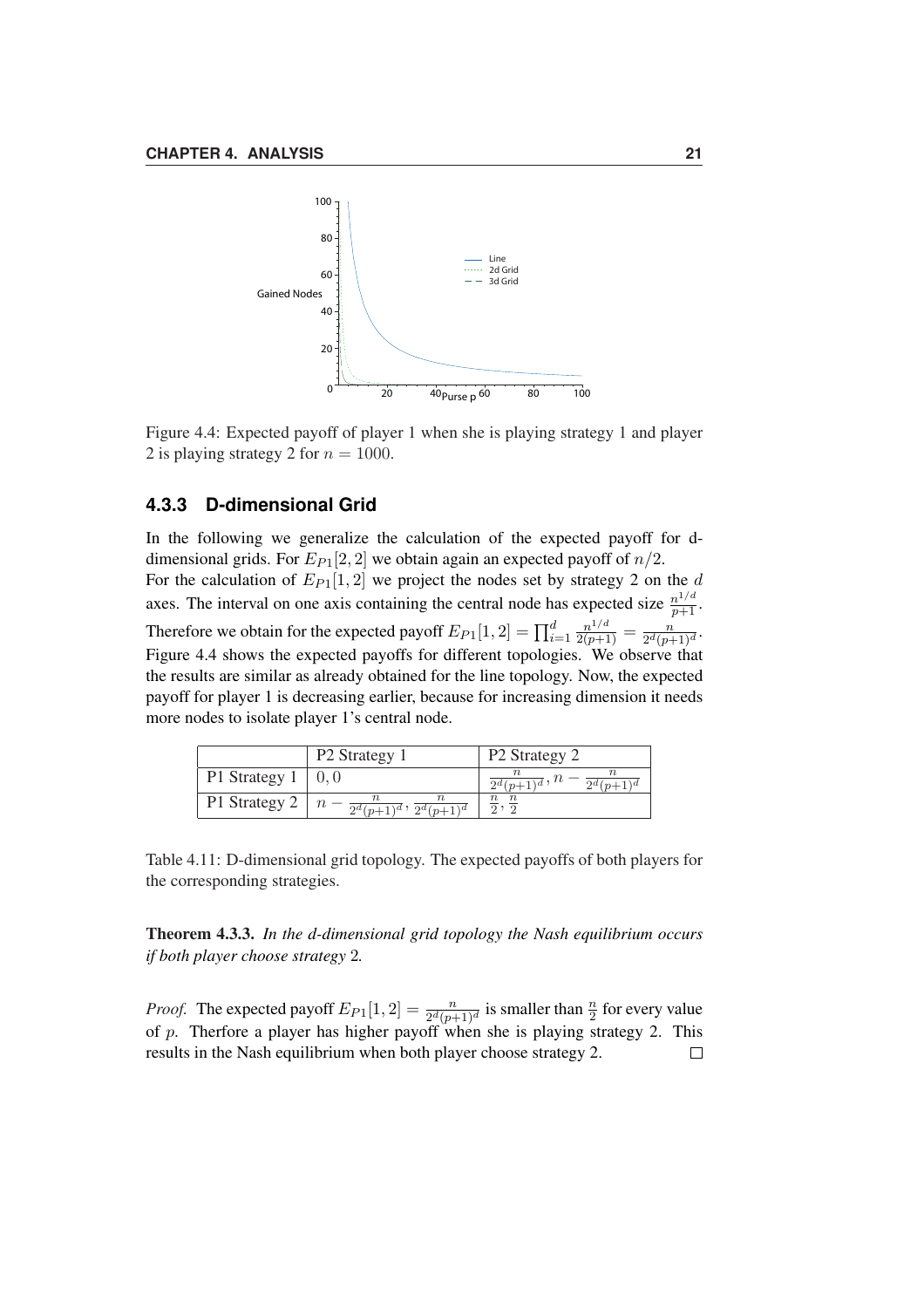Figure 4.4: Expected payoff of player 1 when she is playing strategy 1 and player 2 is playing strategy 2 for $n = 1000$.

### 4.3.3 D-dimensional Grid

In the following we generalize the calculation of the expected payoff for d-dimensional grids. For $E_{P1}[2, 2]$ we obtain again an expected payoff of $n/2$.
For the calculation of $E_{P1}[1, 2]$ we project the nodes set by strategy 2 on the $d$ axes. The interval on one axis containing the central node has expected size $\frac{n^{1/d}}{p+1}$. Therefore we obtain for the expected payoff $E_{P1}[1, 2] = \prod_{i=1}^{d} \frac{n^{1/d}}{2(p+1)} = \frac{n}{2^d(p+1)^d}$. Figure 4.4 shows the expected payoffs for different topologies. We observe that the results are similar as already obtained for the line topology. Now, the expected payoff for player 1 is decreasing earlier, because for increasing dimension it needs more nodes to isolate player 1's central node.

| | P2 Strategy 1 | P2 Strategy 2 |
|---|---|---|
| P1 Strategy 1 | $0, 0$ | $\frac{n}{2^d(p+1)^d}, n - \frac{n}{2^d(p+1)^d}$ |
| P1 Strategy 2 | $n - \frac{n}{2^d(p+1)^d}, \frac{n}{2^d(p+1)^d}$ | $\frac{n}{2}, \frac{n}{2}$ |

Table 4.11: D-dimensional grid topology. The expected payoffs of both players for the corresponding strategies.

**Theorem 4.3.3.** *In the d-dimensional grid topology the Nash equilibrium occurs if both player choose strategy 2.*

*Proof.* The expected payoff $E_{P1}[1, 2] = \frac{n}{2^d(p+1)^d}$ is smaller than $\frac{n}{2}$ for every value of $p$. Therfore a player has higher payoff when she is playing strategy 2. This results in the Nash equilibrium when both player choose strategy 2. □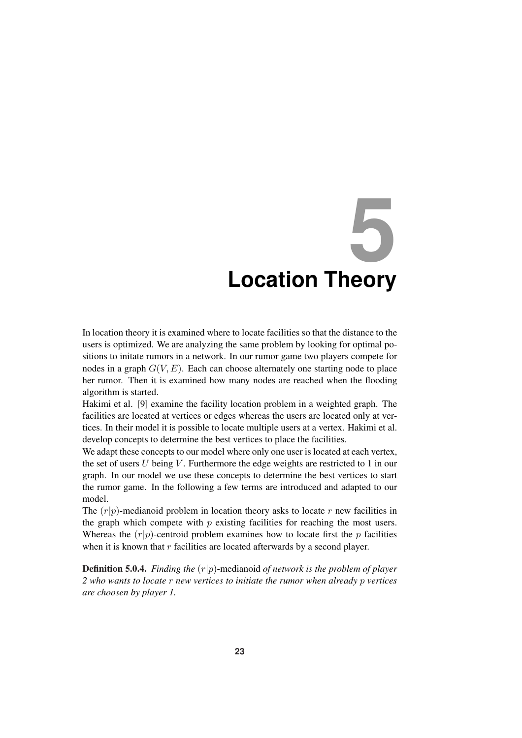# 5 Location Theory

In location theory it is examined where to locate facilities so that the distance to the users is optimized. We are analyzing the same problem by looking for optimal positions to initate rumors in a network. In our rumor game two players compete for nodes in a graph $G(V, E)$. Each can choose alternately one starting node to place her rumor. Then it is examined how many nodes are reached when the flooding algorithm is started.

Hakimi et al. [9] examine the facility location problem in a weighted graph. The facilities are located at vertices or edges whereas the users are located only at vertices. In their model it is possible to locate multiple users at a vertex. Hakimi et al. develop concepts to determine the best vertices to place the facilities.

We adapt these concepts to our model where only one user is located at each vertex, the set of users $U$ being $V$. Furthermore the edge weights are restricted to 1 in our graph. In our model we use these concepts to determine the best vertices to start the rumor game. In the following a few terms are introduced and adapted to our model.

The $(r|p)$-medianoid problem in location theory asks to locate $r$ new facilities in the graph which compete with $p$ existing facilities for reaching the most users. Whereas the $(r|p)$-centroid problem examines how to locate first the $p$ facilities when it is known that $r$ facilities are located afterwards by a second player.

**Definition 5.0.4.** *Finding the* $(r|p)$-medianoid *of network is the problem of player 2 who wants to locate* $r$ *new vertices to initiate the rumor when already* $p$ *vertices are choosen by player 1.*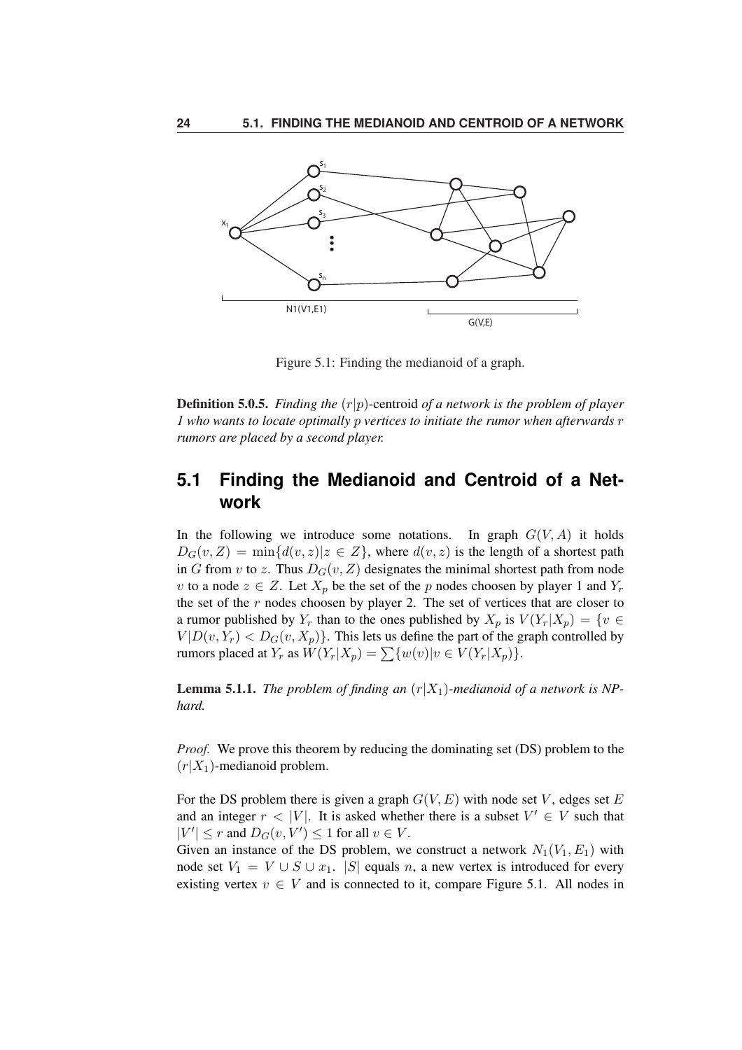Figure 5.1: Finding the medianoid of a graph.

**Definition 5.0.5.** *Finding the* $(r|p)$-centroid *of a network is the problem of player 1 who wants to locate optimally* $p$ *vertices to initiate the rumor when afterwards* $r$ *rumors are placed by a second player.*

## 5.1 Finding the Medianoid and Centroid of a Network

In the following we introduce some notations. In graph $G(V, A)$ it holds $D_G(v, Z) = \min\{d(v, z)|z \in Z\}$, where $d(v, z)$ is the length of a shortest path in $G$ from $v$ to $z$. Thus $D_G(v, Z)$ designates the minimal shortest path from node $v$ to a node $z \in Z$. Let $X_p$ be the set of the $p$ nodes choosen by player 1 and $Y_r$ the set of the $r$ nodes choosen by player 2. The set of vertices that are closer to a rumor published by $Y_r$ than to the ones published by $X_p$ is $V(Y_r|X_p) = \{v \in V|D(v, Y_r) < D_G(v, X_p)\}$. This lets us define the part of the graph controlled by rumors placed at $Y_r$ as $W(Y_r|X_p) = \sum\{w(v)|v \in V(Y_r|X_p)\}$.

**Lemma 5.1.1.** *The problem of finding an* $(r|X_1)$*-medianoid of a network is NP-hard.*

*Proof.* We prove this theorem by reducing the dominating set (DS) problem to the $(r|X_1)$-medianoid problem.

For the DS problem there is given a graph $G(V, E)$ with node set $V$, edges set $E$ and an integer $r < |V|$. It is asked whether there is a subset $V' \in V$ such that $|V'| \leq r$ and $D_G(v, V') \leq 1$ for all $v \in V$.

Given an instance of the DS problem, we construct a network $N_1(V_1, E_1)$ with node set $V_1 = V \cup S \cup x_1$. $|S|$ equals $n$, a new vertex is introduced for every existing vertex $v \in V$ and is connected to it, compare Figure 5.1. All nodes in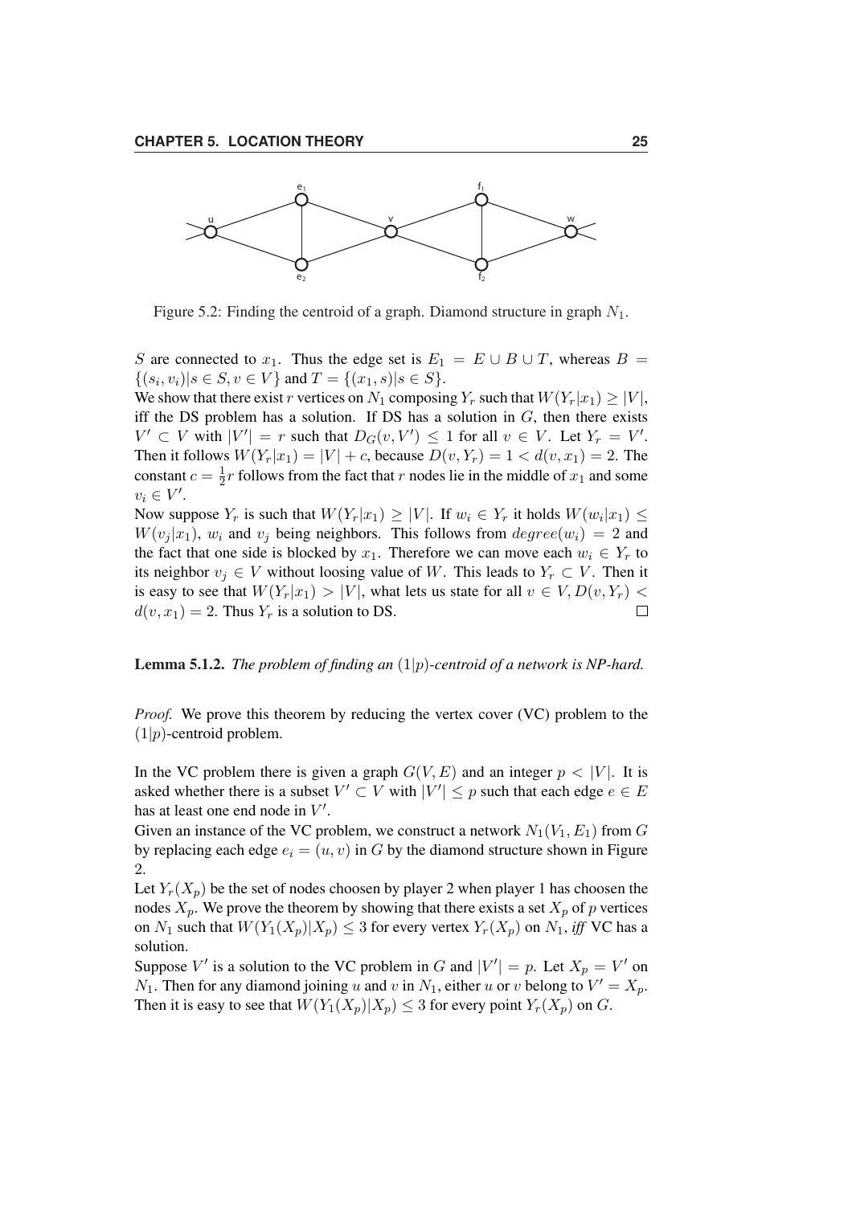Figure 5.2: Finding the centroid of a graph. Diamond structure in graph $N_1$.

$S$ are connected to $x_1$. Thus the edge set is $E_1 = E \cup B \cup T$, whereas $B = \{(s_i, v_i) | s \in S, v \in V\}$ and $T = \{(x_1, s) | s \in S\}$.
We show that there exist $r$ vertices on $N_1$ composing $Y_r$ such that $W(Y_r|x_1) \geq |V|$, iff the DS problem has a solution. If DS has a solution in $G$, then there exists $V' \subset V$ with $|V'| = r$ such that $D_G(v, V') \leq 1$ for all $v \in V$. Let $Y_r = V'$. Then it follows $W(Y_r|x_1) = |V| + c$, because $D(v, Y_r) = 1 < d(v, x_1) = 2$. The constant $c = \frac{1}{2}r$ follows from the fact that $r$ nodes lie in the middle of $x_1$ and some $v_i \in V'$.
Now suppose $Y_r$ is such that $W(Y_r|x_1) \geq |V|$. If $w_i \in Y_r$ it holds $W(w_i|x_1) \leq W(v_j|x_1)$, $w_i$ and $v_j$ being neighbors. This follows from $degree(w_i) = 2$ and the fact that one side is blocked by $x_1$. Therefore we can move each $w_i \in Y_r$ to its neighbor $v_j \in V$ without loosing value of $W$. This leads to $Y_r \subset V$. Then it is easy to see that $W(Y_r|x_1) > |V|$, what lets us state for all $v \in V, D(v, Y_r) < d(v, x_1) = 2$. Thus $Y_r$ is a solution to DS. □

**Lemma 5.1.2.** *The problem of finding an $(1|p)$-centroid of a network is NP-hard.*

*Proof.* We prove this theorem by reducing the vertex cover (VC) problem to the $(1|p)$-centroid problem.

In the VC problem there is given a graph $G(V, E)$ and an integer $p < |V|$. It is asked whether there is a subset $V' \subset V$ with $|V'| \leq p$ such that each edge $e \in E$ has at least one end node in $V'$.
Given an instance of the VC problem, we construct a network $N_1(V_1, E_1)$ from $G$ by replacing each edge $e_i = (u, v)$ in $G$ by the diamond structure shown in Figure 2.
Let $Y_r(X_p)$ be the set of nodes choosen by player 2 when player 1 has choosen the nodes $X_p$. We prove the theorem by showing that there exists a set $X_p$ of $p$ vertices on $N_1$ such that $W(Y_1(X_p)|X_p) \leq 3$ for every vertex $Y_r(X_p)$ on $N_1$, *iff* VC has a solution.
Suppose $V'$ is a solution to the VC problem in $G$ and $|V'| = p$. Let $X_p = V'$ on $N_1$. Then for any diamond joining $u$ and $v$ in $N_1$, either $u$ or $v$ belong to $V' = X_p$. Then it is easy to see that $W(Y_1(X_p)|X_p) \leq 3$ for every point $Y_r(X_p)$ on $G$.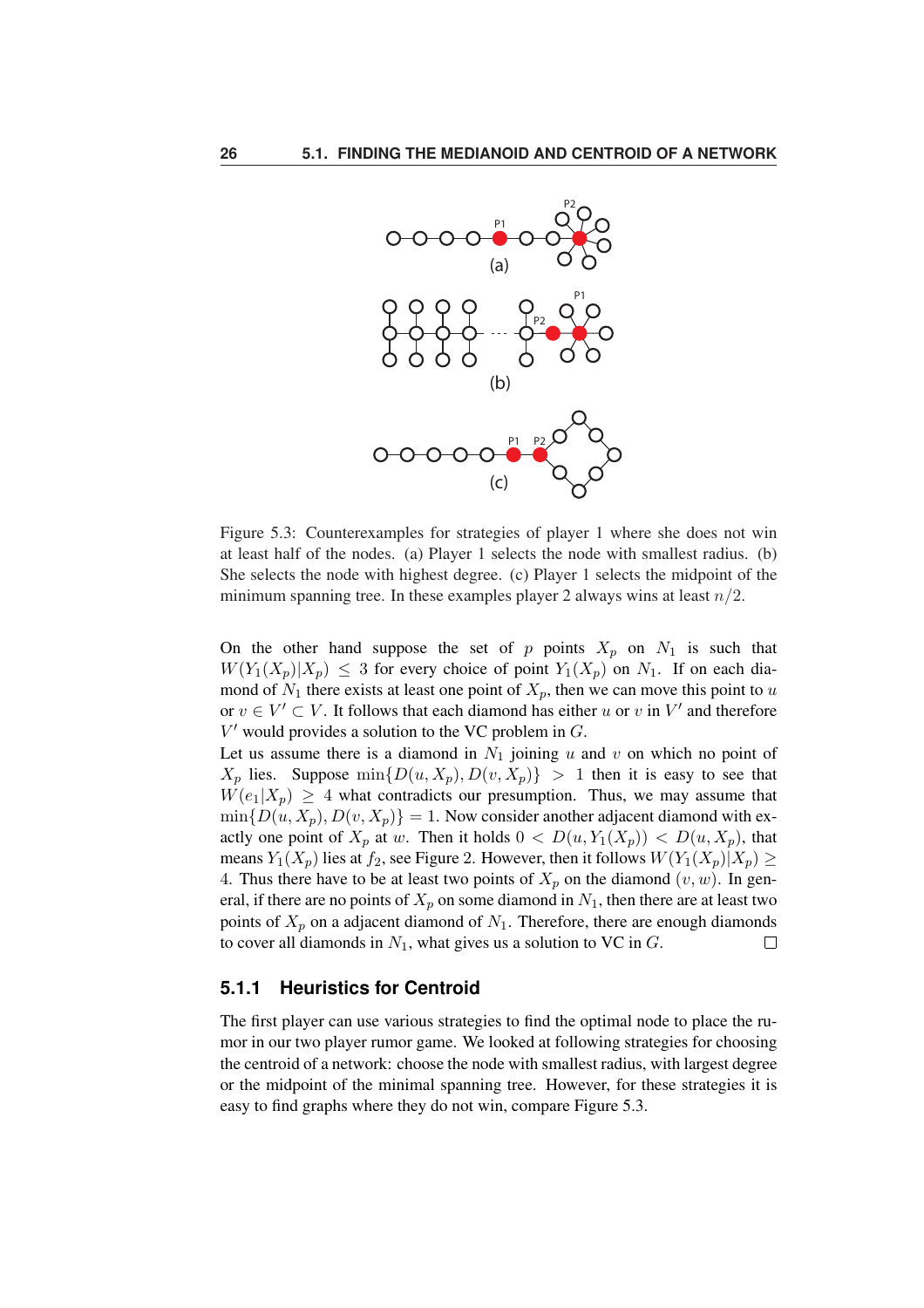Figure 5.3: Counterexamples for strategies of player 1 where she does not win at least half of the nodes. (a) Player 1 selects the node with smallest radius. (b) She selects the node with highest degree. (c) Player 1 selects the midpoint of the minimum spanning tree. In these examples player 2 always wins at least $n/2$.

On the other hand suppose the set of $p$ points $X_p$ on $N_1$ is such that $W(Y_1(X_p)|X_p) \leq 3$ for every choice of point $Y_1(X_p)$ on $N_1$. If on each diamond of $N_1$ there exists at least one point of $X_p$, then we can move this point to $u$ or $v \in V' \subset V$. It follows that each diamond has either $u$ or $v$ in $V'$ and therefore $V'$ would provides a solution to the VC problem in $G$.

Let us assume there is a diamond in $N_1$ joining $u$ and $v$ on which no point of $X_p$ lies. Suppose $\min\{D(u, X_p), D(v, X_p)\} > 1$ then it is easy to see that $W(e_1|X_p) \geq 4$ what contradicts our presumption. Thus, we may assume that $\min\{D(u, X_p), D(v, X_p)\} = 1$. Now consider another adjacent diamond with exactly one point of $X_p$ at $w$. Then it holds $0 < D(u, Y_1(X_p)) < D(u, X_p)$, that means $Y_1(X_p)$ lies at $f_2$, see Figure 2. However, then it follows $W(Y_1(X_p)|X_p) \geq 4$. Thus there have to be at least two points of $X_p$ on the diamond $(v, w)$. In general, if there are no points of $X_p$ on some diamond in $N_1$, then there are at least two points of $X_p$ on a adjacent diamond of $N_1$. Therefore, there are enough diamonds to cover all diamonds in $N_1$, what gives us a solution to VC in $G$. □

### 5.1.1 Heuristics for Centroid

The first player can use various strategies to find the optimal node to place the rumor in our two player rumor game. We looked at following strategies for choosing the centroid of a network: choose the node with smallest radius, with largest degree or the midpoint of the minimal spanning tree. However, for these strategies it is easy to find graphs where they do not win, compare Figure 5.3.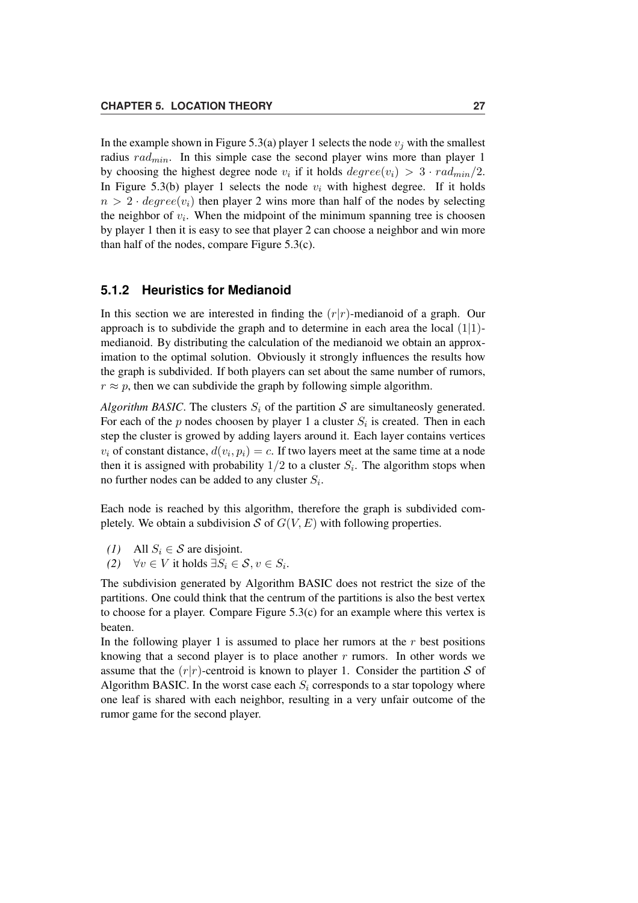In the example shown in Figure 5.3(a) player 1 selects the node $v_j$ with the smallest radius $rad_{min}$. In this simple case the second player wins more than player 1 by choosing the highest degree node $v_i$ if it holds $degree(v_i) > 3 \cdot rad_{min}/2$. In Figure 5.3(b) player 1 selects the node $v_i$ with highest degree. If it holds $n > 2 \cdot degree(v_i)$ then player 2 wins more than half of the nodes by selecting the neighbor of $v_i$. When the midpoint of the minimum spanning tree is choosen by player 1 then it is easy to see that player 2 can choose a neighbor and win more than half of the nodes, compare Figure 5.3(c).

### 5.1.2 Heuristics for Medianoid

In this section we are interested in finding the $(r|r)$-medianoid of a graph. Our approach is to subdivide the graph and to determine in each area the local $(1|1)$-medianoid. By distributing the calculation of the medianoid we obtain an approximation to the optimal solution. Obviously it strongly influences the results how the graph is subdivided. If both players can set about the same number of rumors, $r \approx p$, then we can subdivide the graph by following simple algorithm.

*Algorithm BASIC*. The clusters $S_i$ of the partition $\mathcal{S}$ are simultaneosly generated. For each of the $p$ nodes choosen by player 1 a cluster $S_i$ is created. Then in each step the cluster is growed by adding layers around it. Each layer contains vertices $v_i$ of constant distance, $d(v_i, p_i) = c$. If two layers meet at the same time at a node then it is assigned with probability $1/2$ to a cluster $S_i$. The algorithm stops when no further nodes can be added to any cluster $S_i$.

Each node is reached by this algorithm, therefore the graph is subdivided completely. We obtain a subdivision $\mathcal{S}$ of $G(V, E)$ with following properties.

- *(1)* All $S_i \in \mathcal{S}$ are disjoint.
- *(2)* $\forall v \in V$ it holds $\exists S_i \in \mathcal{S}, v \in S_i$.

The subdivision generated by Algorithm BASIC does not restrict the size of the partitions. One could think that the centrum of the partitions is also the best vertex to choose for a player. Compare Figure 5.3(c) for an example where this vertex is beaten.

In the following player 1 is assumed to place her rumors at the $r$ best positions knowing that a second player is to place another $r$ rumors. In other words we assume that the $(r|r)$-centroid is known to player 1. Consider the partition $\mathcal{S}$ of Algorithm BASIC. In the worst case each $S_i$ corresponds to a star topology where one leaf is shared with each neighbor, resulting in a very unfair outcome of the rumor game for the second player.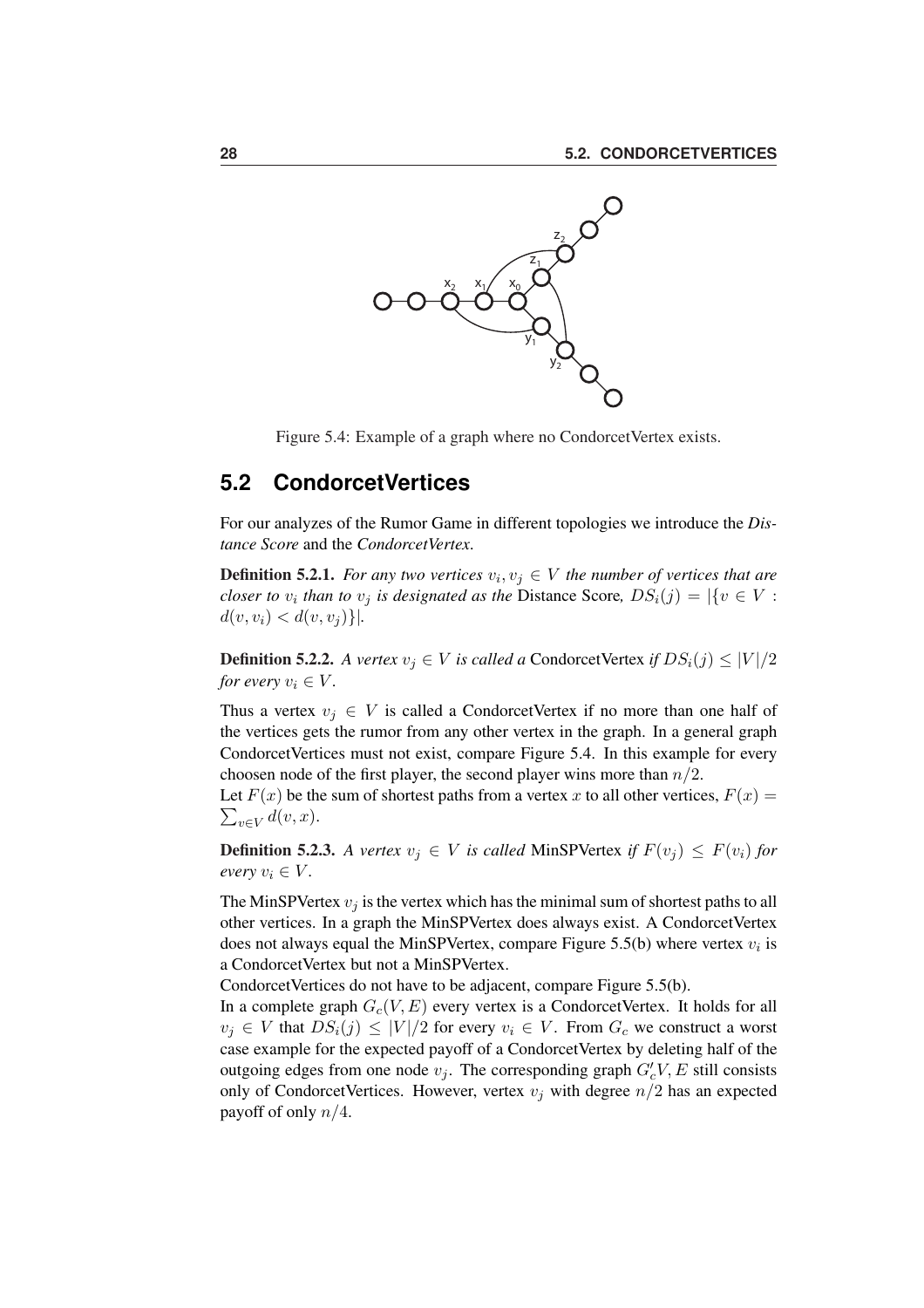Figure 5.4: Example of a graph where no CondorcetVertex exists.

## 5.2 CondorcetVertices

For our analyzes of the Rumor Game in different topologies we introduce the *Distance Score* and the *CondorcetVertex*.

**Definition 5.2.1.** *For any two vertices $v_i, v_j \in V$ the number of vertices that are closer to $v_i$ than to $v_j$ is designated as the* Distance Score*, $DS_i(j) = |\{v \in V : d(v, v_i) < d(v, v_j)\}|$.*

**Definition 5.2.2.** *A vertex $v_j \in V$ is called a* CondorcetVertex *if $DS_i(j) \leq |V|/2$ for every $v_i \in V$.*

Thus a vertex $v_j \in V$ is called a CondorcetVertex if no more than one half of the vertices gets the rumor from any other vertex in the graph. In a general graph CondorcetVertices must not exist, compare Figure 5.4. In this example for every choosen node of the first player, the second player wins more than $n/2$.

Let $F(x)$ be the sum of shortest paths from a vertex $x$ to all other vertices, $F(x) = \sum_{v \in V} d(v, x)$.

**Definition 5.2.3.** *A vertex $v_j \in V$ is called* MinSPVertex *if $F(v_j) \leq F(v_i)$ for every $v_i \in V$.*

The MinSPVertex $v_j$ is the vertex which has the minimal sum of shortest paths to all other vertices. In a graph the MinSPVertex does always exist. A CondorcetVertex does not always equal the MinSPVertex, compare Figure 5.5(b) where vertex $v_i$ is a CondorcetVertex but not a MinSPVertex.

CondorcetVertices do not have to be adjacent, compare Figure 5.5(b).

In a complete graph $G_c(V, E)$ every vertex is a CondorcetVertex. It holds for all $v_j \in V$ that $DS_i(j) \leq |V|/2$ for every $v_i \in V$. From $G_c$ we construct a worst case example for the expected payoff of a CondorcetVertex by deleting half of the outgoing edges from one node $v_j$. The corresponding graph $G_c'V, E$ still consists only of CondorcetVertices. However, vertex $v_j$ with degree $n/2$ has an expected payoff of only $n/4$.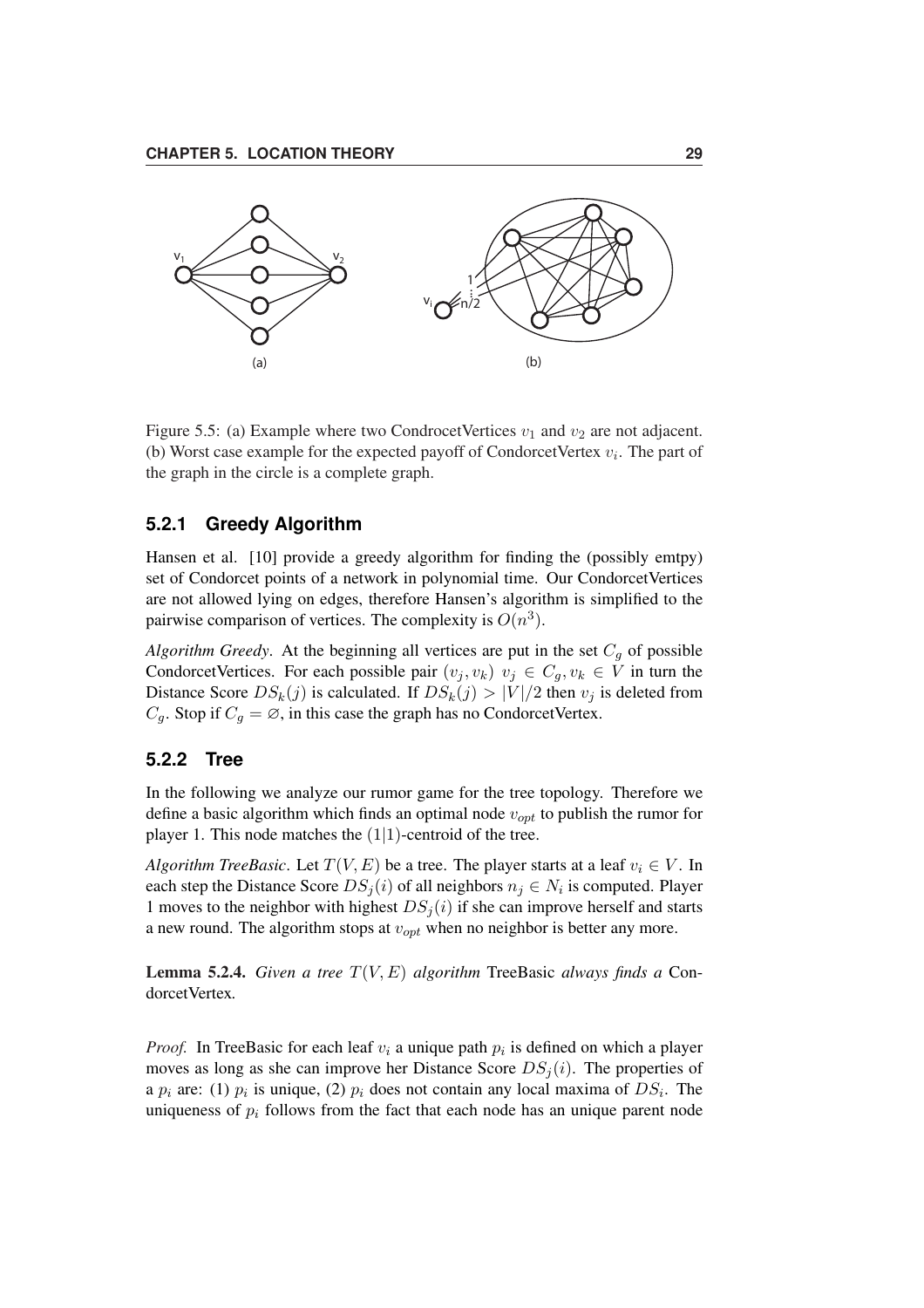Figure 5.5: (a) Example where two CondrocetVertices $v_1$ and $v_2$ are not adjacent. (b) Worst case example for the expected payoff of CondorcetVertex $v_i$. The part of the graph in the circle is a complete graph.

### 5.2.1 Greedy Algorithm

Hansen et al. [10] provide a greedy algorithm for finding the (possibly emtpy) set of Condorcet points of a network in polynomial time. Our CondorcetVertices are not allowed lying on edges, therefore Hansen's algorithm is simplified to the pairwise comparison of vertices. The complexity is $O(n^3)$.

*Algorithm Greedy*. At the beginning all vertices are put in the set $C_g$ of possible CondorcetVertices. For each possible pair $(v_j, v_k)$ $v_j \in C_g, v_k \in V$ in turn the Distance Score $DS_k(j)$ is calculated. If $DS_k(j) > |V|/2$ then $v_j$ is deleted from $C_g$. Stop if $C_g = \emptyset$, in this case the graph has no CondorcetVertex.

### 5.2.2 Tree

In the following we analyze our rumor game for the tree topology. Therefore we define a basic algorithm which finds an optimal node $v_{opt}$ to publish the rumor for player 1. This node matches the $(1|1)$-centroid of the tree.

*Algorithm TreeBasic*. Let $T(V, E)$ be a tree. The player starts at a leaf $v_i \in V$. In each step the Distance Score $DS_j(i)$ of all neighbors $n_j \in N_i$ is computed. Player 1 moves to the neighbor with highest $DS_j(i)$ if she can improve herself and starts a new round. The algorithm stops at $v_{opt}$ when no neighbor is better any more.

**Lemma 5.2.4.** *Given a tree $T(V, E)$ algorithm* TreeBasic *always finds a* CondorcetVertex*.*

*Proof.* In TreeBasic for each leaf $v_i$ a unique path $p_i$ is defined on which a player moves as long as she can improve her Distance Score $DS_j(i)$. The properties of a $p_i$ are: (1) $p_i$ is unique, (2) $p_i$ does not contain any local maxima of $DS_i$. The uniqueness of $p_i$ follows from the fact that each node has an unique parent node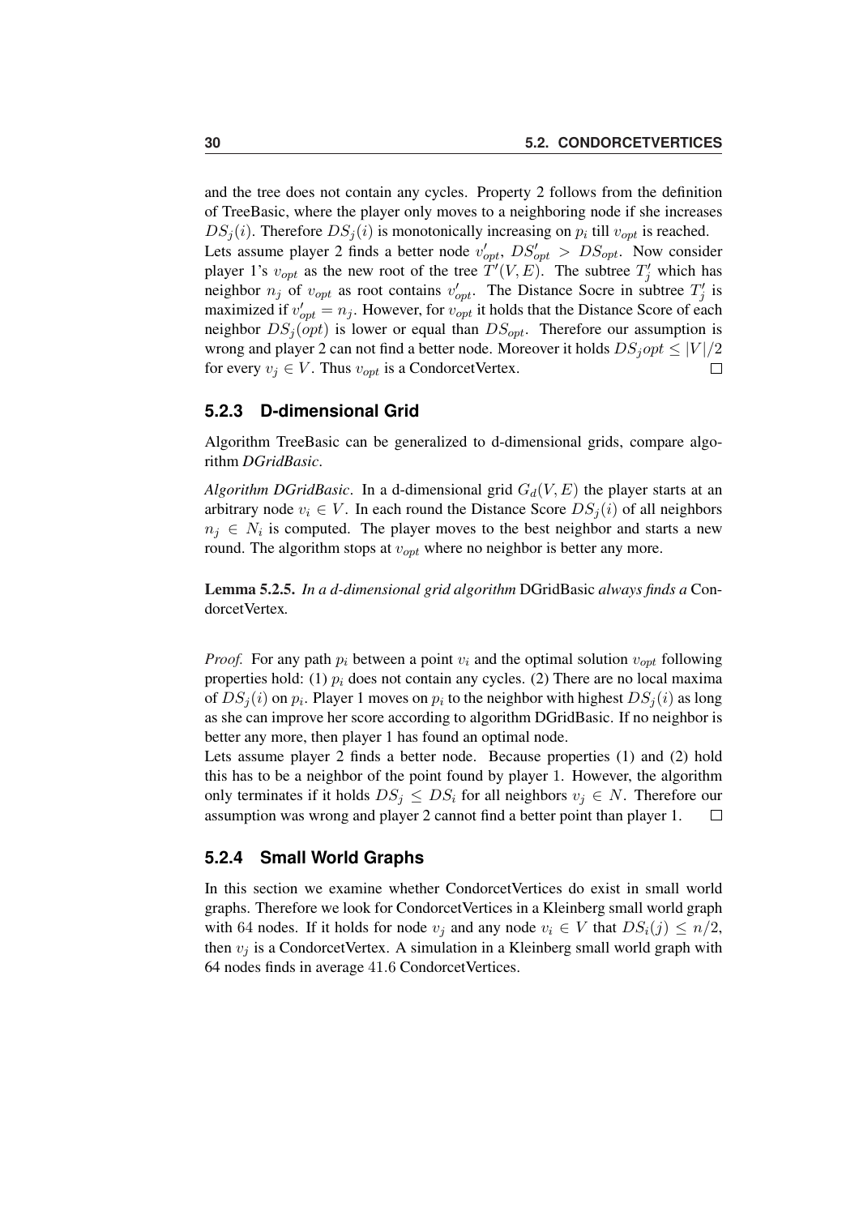and the tree does not contain any cycles. Property 2 follows from the definition of TreeBasic, where the player only moves to a neighboring node if she increases $DS_j(i)$. Therefore $DS_j(i)$ is monotonically increasing on $p_i$ till $v_{opt}$ is reached.
Lets assume player 2 finds a better node $v'_{opt}$, $DS'_{opt} > DS_{opt}$. Now consider player 1's $v_{opt}$ as the new root of the tree $T'(V, E)$. The subtree $T'_j$ which has neighbor $n_j$ of $v_{opt}$ as root contains $v'_{opt}$. The Distance Socre in subtree $T'_j$ is maximized if $v'_{opt} = n_j$. However, for $v_{opt}$ it holds that the Distance Score of each neighbor $DS_j(opt)$ is lower or equal than $DS_{opt}$. Therefore our assumption is wrong and player 2 can not find a better node. Moreover it holds $DS_j opt \leq |V|/2$ for every $v_j \in V$. Thus $v_{opt}$ is a CondorcetVertex. □

### 5.2.3 D-dimensional Grid

Algorithm TreeBasic can be generalized to d-dimensional grids, compare algorithm *DGridBasic*.

*Algorithm DGridBasic*. In a d-dimensional grid $G_d(V, E)$ the player starts at an arbitrary node $v_i \in V$. In each round the Distance Score $DS_j(i)$ of all neighbors $n_j \in N_i$ is computed. The player moves to the best neighbor and starts a new round. The algorithm stops at $v_{opt}$ where no neighbor is better any more.

**Lemma 5.2.5.** *In a d-dimensional grid algorithm* DGridBasic *always finds a* CondorcetVertex*.*

*Proof.* For any path $p_i$ between a point $v_i$ and the optimal solution $v_{opt}$ following properties hold: (1) $p_i$ does not contain any cycles. (2) There are no local maxima of $DS_j(i)$ on $p_i$. Player 1 moves on $p_i$ to the neighbor with highest $DS_j(i)$ as long as she can improve her score according to algorithm DGridBasic. If no neighbor is better any more, then player 1 has found an optimal node.
Lets assume player 2 finds a better node. Because properties (1) and (2) hold this has to be a neighbor of the point found by player 1. However, the algorithm only terminates if it holds $DS_j \leq DS_i$ for all neighbors $v_j \in N$. Therefore our assumption was wrong and player 2 cannot find a better point than player 1. □

### 5.2.4 Small World Graphs

In this section we examine whether CondorcetVertices do exist in small world graphs. Therefore we look for CondorcetVertices in a Kleinberg small world graph with $64$ nodes. If it holds for node $v_j$ and any node $v_i \in V$ that $DS_i(j) \leq n/2$, then $v_j$ is a CondorcetVertex. A simulation in a Kleinberg small world graph with 64 nodes finds in average $41.6$ CondorcetVertices.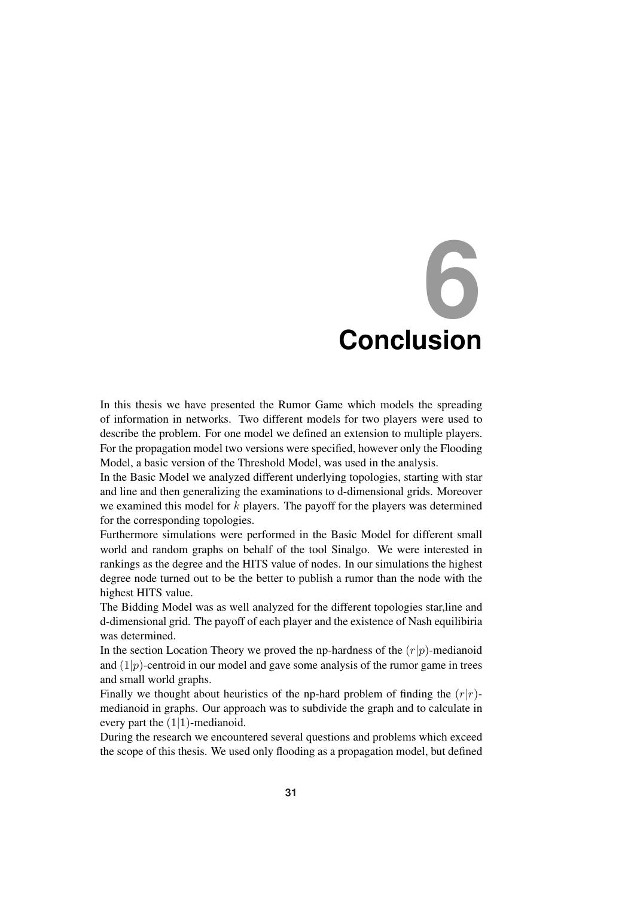# 6 Conclusion

In this thesis we have presented the Rumor Game which models the spreading of information in networks. Two different models for two players were used to describe the problem. For one model we defined an extension to multiple players. For the propagation model two versions were specified, however only the Flooding Model, a basic version of the Threshold Model, was used in the analysis.

In the Basic Model we analyzed different underlying topologies, starting with star and line and then generalizing the examinations to d-dimensional grids. Moreover we examined this model for $k$ players. The payoff for the players was determined for the corresponding topologies.

Furthermore simulations were performed in the Basic Model for different small world and random graphs on behalf of the tool Sinalgo. We were interested in rankings as the degree and the HITS value of nodes. In our simulations the highest degree node turned out to be the better to publish a rumor than the node with the highest HITS value.

The Bidding Model was as well analyzed for the different topologies star,line and d-dimensional grid. The payoff of each player and the existence of Nash equilibiria was determined.

In the section Location Theory we proved the np-hardness of the $(r|p)$-medianoid and $(1|p)$-centroid in our model and gave some analysis of the rumor game in trees and small world graphs.

Finally we thought about heuristics of the np-hard problem of finding the $(r|r)$-medianoid in graphs. Our approach was to subdivide the graph and to calculate in every part the $(1|1)$-medianoid.

During the research we encountered several questions and problems which exceed the scope of this thesis. We used only flooding as a propagation model, but defined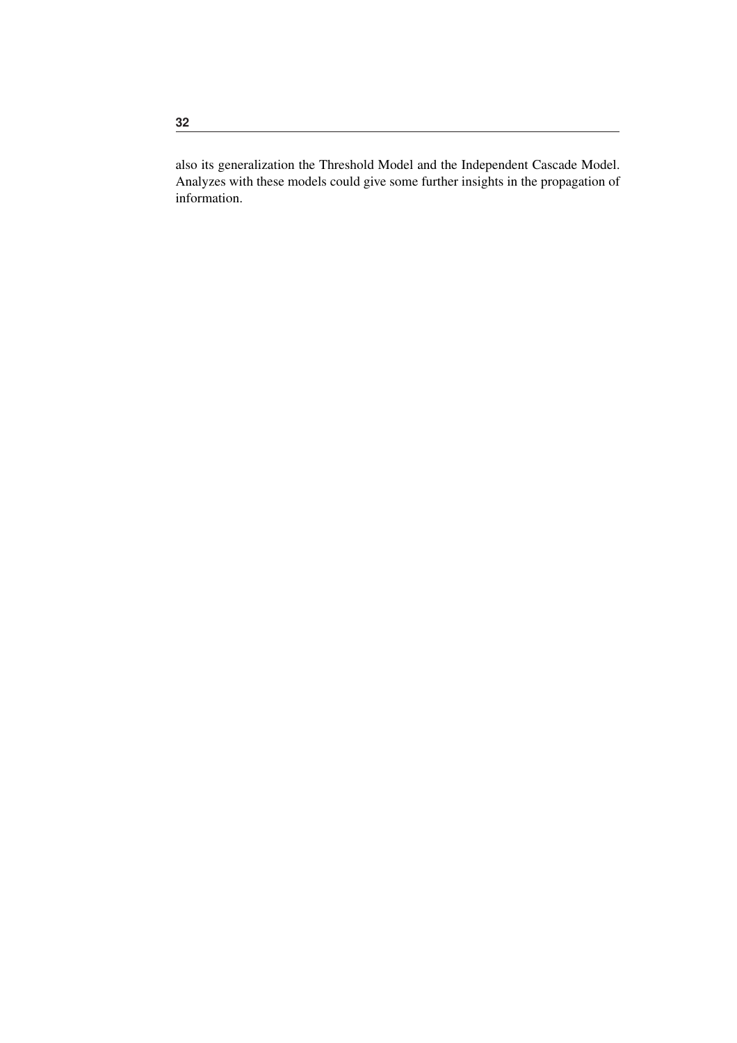also its generalization the Threshold Model and the Independent Cascade Model. Analyzes with these models could give some further insights in the propagation of information.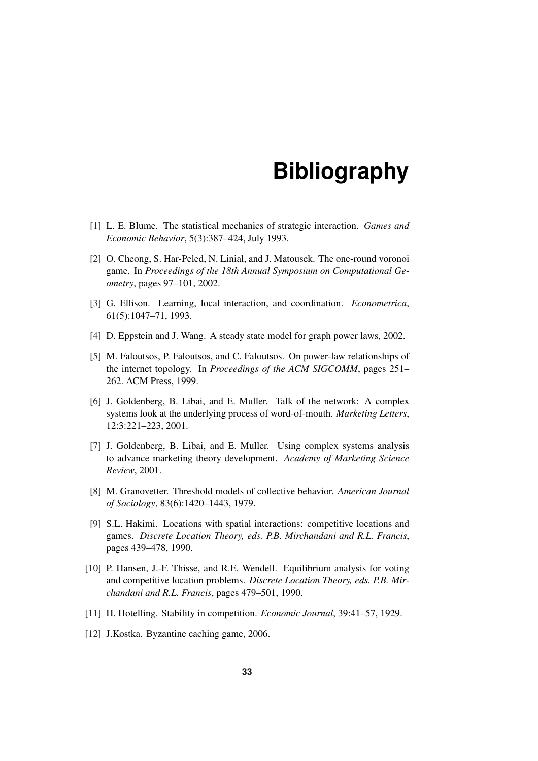# Bibliography

[1] L. E. Blume. The statistical mechanics of strategic interaction. *Games and Economic Behavior*, 5(3):387–424, July 1993.

[2] O. Cheong, S. Har-Peled, N. Linial, and J. Matousek. The one-round voronoi game. In *Proceedings of the 18th Annual Symposium on Computational Geometry*, pages 97–101, 2002.

[3] G. Ellison. Learning, local interaction, and coordination. *Econometrica*, 61(5):1047–71, 1993.

[4] D. Eppstein and J. Wang. A steady state model for graph power laws, 2002.

[5] M. Faloutsos, P. Faloutsos, and C. Faloutsos. On power-law relationships of the internet topology. In *Proceedings of the ACM SIGCOMM*, pages 251–262. ACM Press, 1999.

[6] J. Goldenberg, B. Libai, and E. Muller. Talk of the network: A complex systems look at the underlying process of word-of-mouth. *Marketing Letters*, 12:3:221–223, 2001.

[7] J. Goldenberg, B. Libai, and E. Muller. Using complex systems analysis to advance marketing theory development. *Academy of Marketing Science Review*, 2001.

[8] M. Granovetter. Threshold models of collective behavior. *American Journal of Sociology*, 83(6):1420–1443, 1979.

[9] S.L. Hakimi. Locations with spatial interactions: competitive locations and games. *Discrete Location Theory, eds. P.B. Mirchandani and R.L. Francis*, pages 439–478, 1990.

[10] P. Hansen, J.-F. Thisse, and R.E. Wendell. Equilibrium analysis for voting and competitive location problems. *Discrete Location Theory, eds. P.B. Mirchandani and R.L. Francis*, pages 479–501, 1990.

[11] H. Hotelling. Stability in competition. *Economic Journal*, 39:41–57, 1929.

[12] J.Kostka. Byzantine caching game, 2006.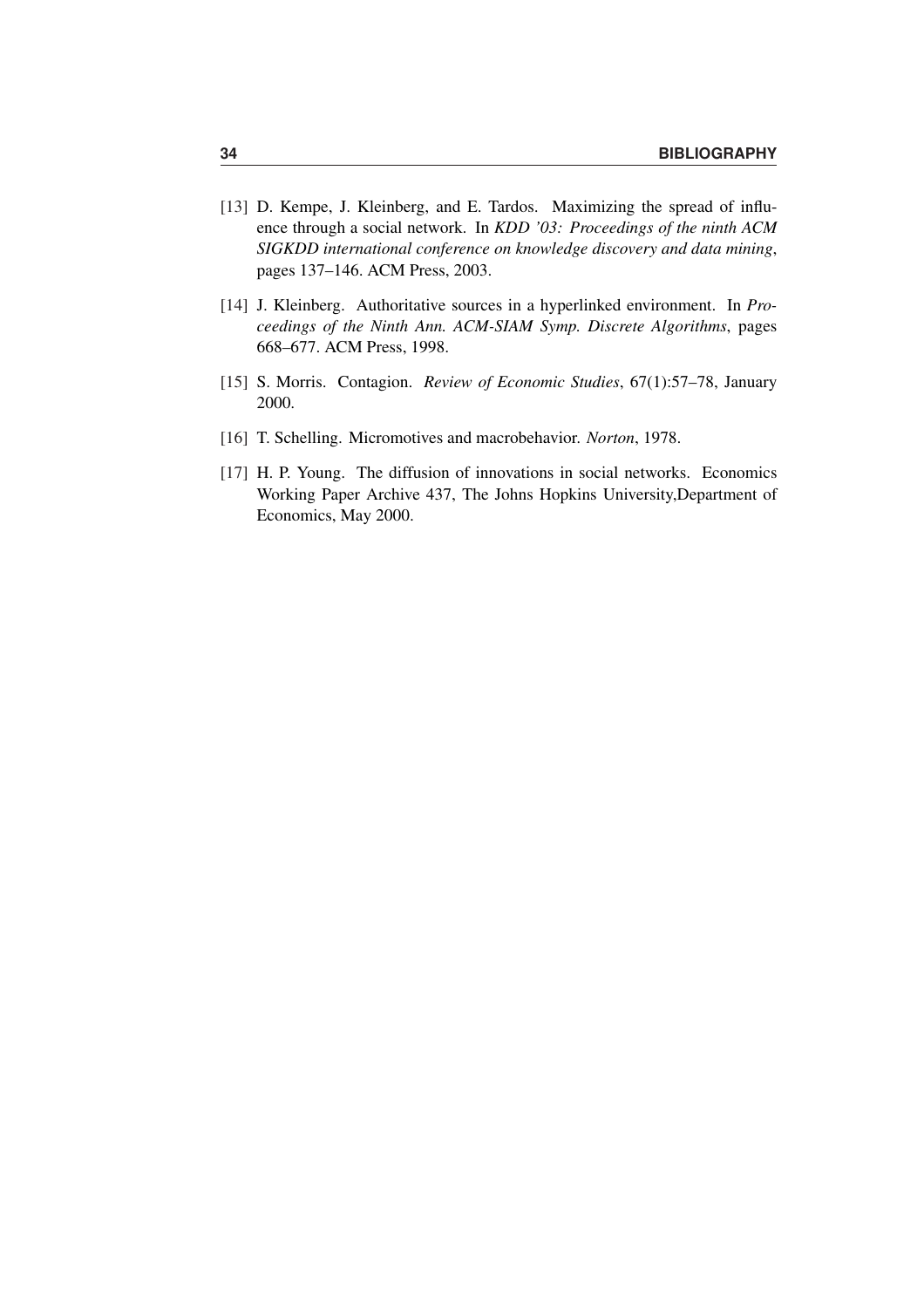[13] D. Kempe, J. Kleinberg, and E. Tardos. Maximizing the spread of influence through a social network. In *KDD '03: Proceedings of the ninth ACM SIGKDD international conference on knowledge discovery and data mining*, pages 137–146. ACM Press, 2003.

[14] J. Kleinberg. Authoritative sources in a hyperlinked environment. In *Proceedings of the Ninth Ann. ACM-SIAM Symp. Discrete Algorithms*, pages 668–677. ACM Press, 1998.

[15] S. Morris. Contagion. *Review of Economic Studies*, 67(1):57–78, January 2000.

[16] T. Schelling. Micromotives and macrobehavior. *Norton*, 1978.

[17] H. P. Young. The diffusion of innovations in social networks. Economics Working Paper Archive 437, The Johns Hopkins University,Department of Economics, May 2000.